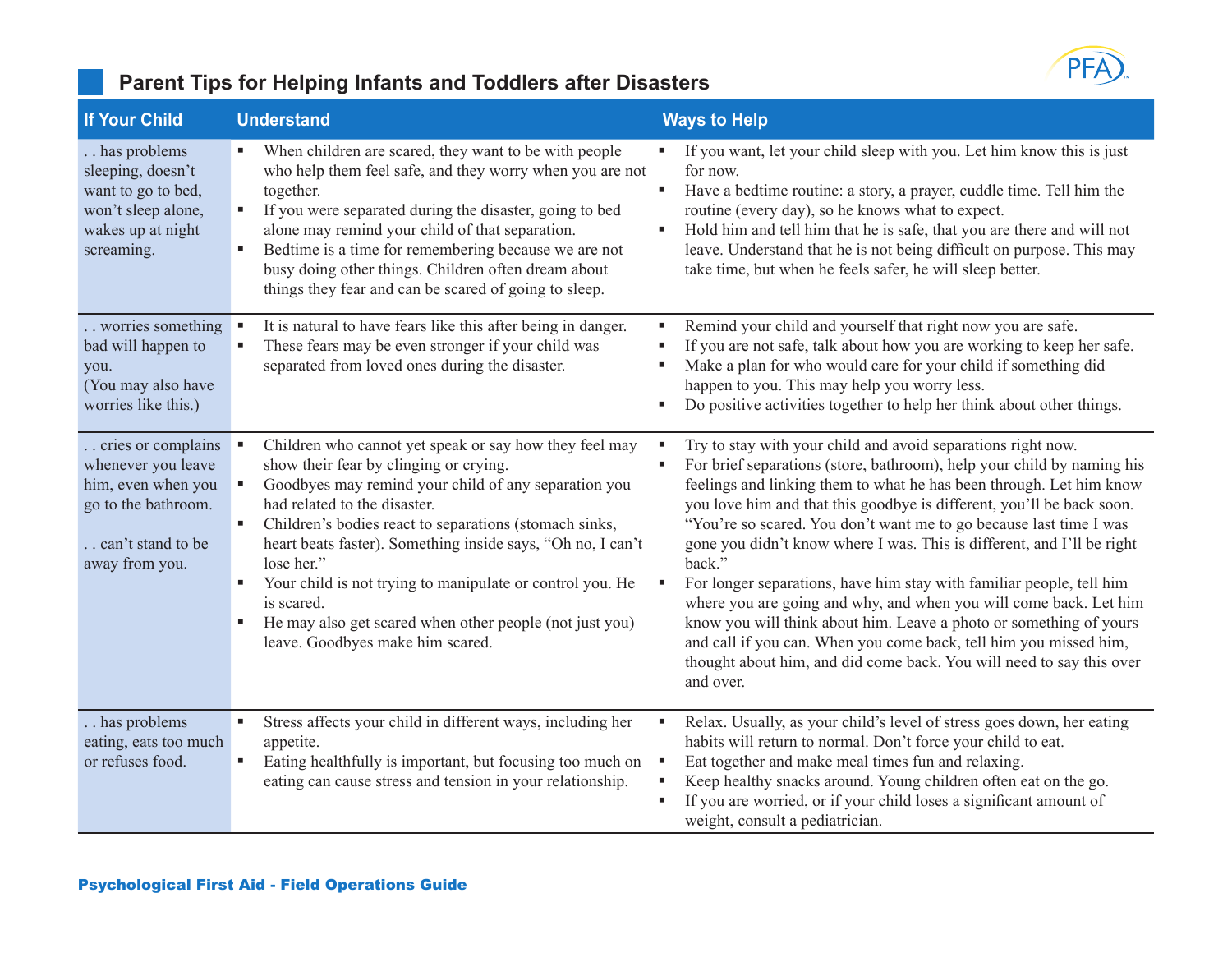## Parent Tips for Helping Infants and Toddlers after Disasters

| If Your Child | Understand | Ways to Help |
|---|---|---|
| . . has problems sleeping, doesn't want to go to bed, won't sleep alone, wakes up at night screaming. | ▪ When children are scared, they want to be with people who help them feel safe, and they worry when you are not together.<br>▪ If you were separated during the disaster, going to bed alone may remind your child of that separation.<br>▪ Bedtime is a time for remembering because we are not busy doing other things. Children often dream about things they fear and can be scared of going to sleep. | ▪ If you want, let your child sleep with you. Let him know this is just for now.<br>▪ Have a bedtime routine: a story, a prayer, cuddle time. Tell him the routine (every day), so he knows what to expect.<br>▪ Hold him and tell him that he is safe, that you are there and will not leave. Understand that he is not being difficult on purpose. This may take time, but when he feels safer, he will sleep better. |
| . . worries something bad will happen to you.<br>(You may also have worries like this.) | ▪ It is natural to have fears like this after being in danger.<br>▪ These fears may be even stronger if your child was separated from loved ones during the disaster. | ▪ Remind your child and yourself that right now you are safe.<br>▪ If you are not safe, talk about how you are working to keep her safe.<br>▪ Make a plan for who would care for your child if something did happen to you. This may help you worry less.<br>▪ Do positive activities together to help her think about other things. |
| . . cries or complains whenever you leave him, even when you go to the bathroom.<br><br>. . can't stand to be away from you. | ▪ Children who cannot yet speak or say how they feel may show their fear by clinging or crying.<br>▪ Goodbyes may remind your child of any separation you had related to the disaster.<br>▪ Children's bodies react to separations (stomach sinks, heart beats faster). Something inside says, "Oh no, I can't lose her."<br>▪ Your child is not trying to manipulate or control you. He is scared.<br>▪ He may also get scared when other people (not just you) leave. Goodbyes make him scared. | ▪ Try to stay with your child and avoid separations right now.<br>▪ For brief separations (store, bathroom), help your child by naming his feelings and linking them to what he has been through. Let him know you love him and that this goodbye is different, you'll be back soon. "You're so scared. You don't want me to go because last time I was gone you didn't know where I was. This is different, and I'll be right back."<br>▪ For longer separations, have him stay with familiar people, tell him where you are going and why, and when you will come back. Let him know you will think about him. Leave a photo or something of yours and call if you can. When you come back, tell him you missed him, thought about him, and did come back. You will need to say this over and over. |
| . . has problems eating, eats too much or refuses food. | ▪ Stress affects your child in different ways, including her appetite.<br>▪ Eating healthfully is important, but focusing too much on eating can cause stress and tension in your relationship. | ▪ Relax. Usually, as your child's level of stress goes down, her eating habits will return to normal. Don't force your child to eat.<br>▪ Eat together and make meal times fun and relaxing.<br>▪ Keep healthy snacks around. Young children often eat on the go.<br>▪ If you are worried, or if your child loses a significant amount of weight, consult a pediatrician. |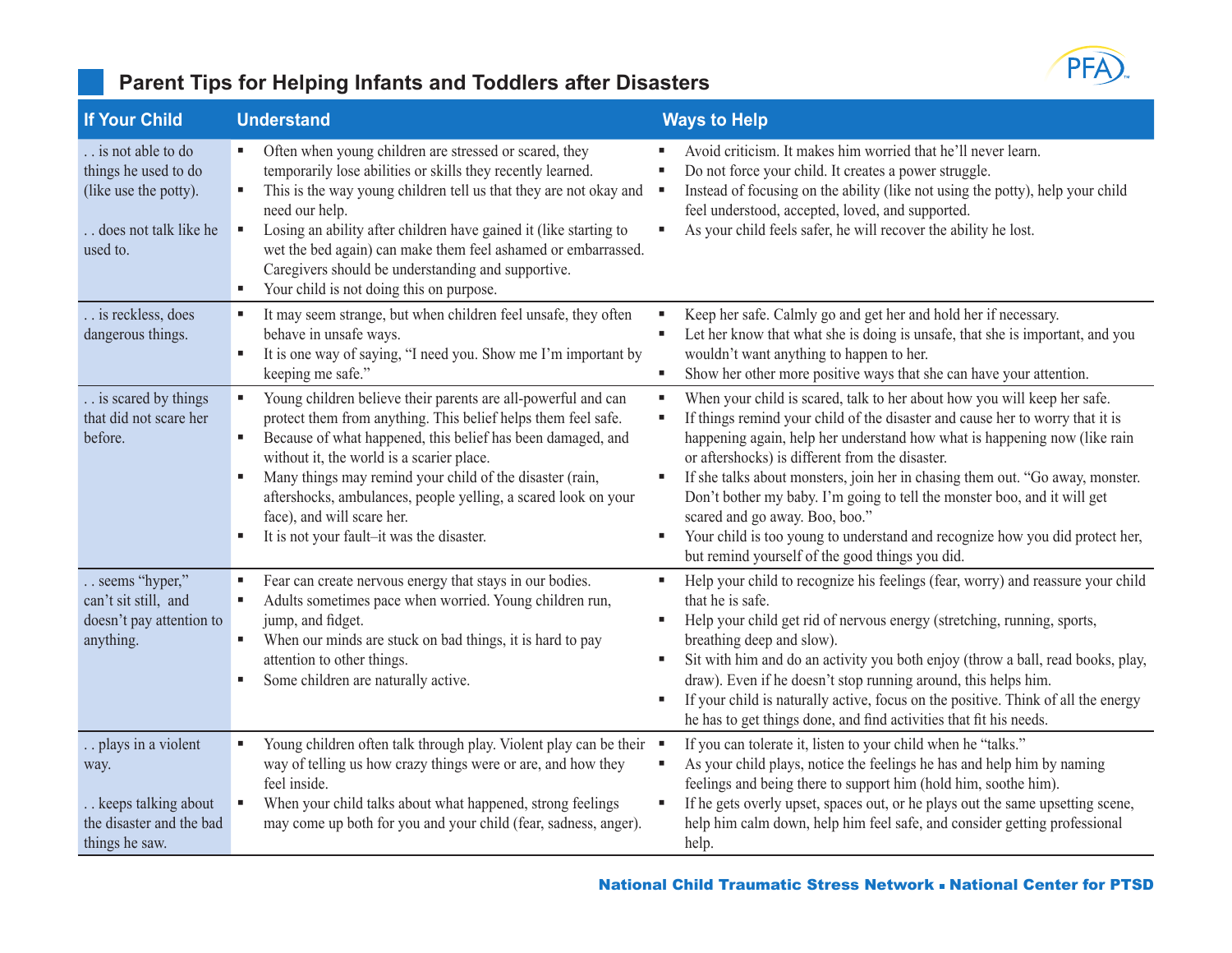## Parent Tips for Helping Infants and Toddlers after Disasters

| If Your Child | Understand | Ways to Help |
|---|---|---|
| . . is not able to do things he used to do (like use the potty).<br><br>. . does not talk like he used to. | ▪ Often when young children are stressed or scared, they temporarily lose abilities or skills they recently learned.<br>▪ This is the way young children tell us that they are not okay and need our help.<br>▪ Losing an ability after children have gained it (like starting to wet the bed again) can make them feel ashamed or embarrassed. Caregivers should be understanding and supportive.<br>▪ Your child is not doing this on purpose. | ▪ Avoid criticism. It makes him worried that he'll never learn.<br>▪ Do not force your child. It creates a power struggle.<br>▪ Instead of focusing on the ability (like not using the potty), help your child feel understood, accepted, loved, and supported.<br>▪ As your child feels safer, he will recover the ability he lost. |
| . . is reckless, does dangerous things. | ▪ It may seem strange, but when children feel unsafe, they often behave in unsafe ways.<br>▪ It is one way of saying, "I need you. Show me I'm important by keeping me safe." | ▪ Keep her safe. Calmly go and get her and hold her if necessary.<br>▪ Let her know that what she is doing is unsafe, that she is important, and you wouldn't want anything to happen to her.<br>▪ Show her other more positive ways that she can have your attention. |
| . . is scared by things that did not scare her before. | ▪ Young children believe their parents are all-powerful and can protect them from anything. This belief helps them feel safe.<br>▪ Because of what happened, this belief has been damaged, and without it, the world is a scarier place.<br>▪ Many things may remind your child of the disaster (rain, aftershocks, ambulances, people yelling, a scared look on your face), and will scare her.<br>▪ It is not your fault–it was the disaster. | ▪ When your child is scared, talk to her about how you will keep her safe.<br>▪ If things remind your child of the disaster and cause her to worry that it is happening again, help her understand how what is happening now (like rain or aftershocks) is different from the disaster.<br>▪ If she talks about monsters, join her in chasing them out. "Go away, monster. Don't bother my baby. I'm going to tell the monster boo, and it will get scared and go away. Boo, boo."<br>▪ Your child is too young to understand and recognize how you did protect her, but remind yourself of the good things you did. |
| . . seems "hyper," can't sit still, and doesn't pay attention to anything. | ▪ Fear can create nervous energy that stays in our bodies.<br>▪ Adults sometimes pace when worried. Young children run, jump, and fidget.<br>▪ When our minds are stuck on bad things, it is hard to pay attention to other things.<br>▪ Some children are naturally active. | ▪ Help your child to recognize his feelings (fear, worry) and reassure your child that he is safe.<br>▪ Help your child get rid of nervous energy (stretching, running, sports, breathing deep and slow).<br>▪ Sit with him and do an activity you both enjoy (throw a ball, read books, play, draw). Even if he doesn't stop running around, this helps him.<br>▪ If your child is naturally active, focus on the positive. Think of all the energy he has to get things done, and find activities that fit his needs. |
| . . plays in a violent way.<br><br>. . keeps talking about the disaster and the bad things he saw. | ▪ Young children often talk through play. Violent play can be their way of telling us how crazy things were or are, and how they feel inside.<br>▪ When your child talks about what happened, strong feelings may come up both for you and your child (fear, sadness, anger). | ▪ If you can tolerate it, listen to your child when he "talks."<br>▪ As your child plays, notice the feelings he has and help him by naming feelings and being there to support him (hold him, soothe him).<br>▪ If he gets overly upset, spaces out, or he plays out the same upsetting scene, help him calm down, help him feel safe, and consider getting professional help. |

**National Child Traumatic Stress Network ▪ National Center for PTSD**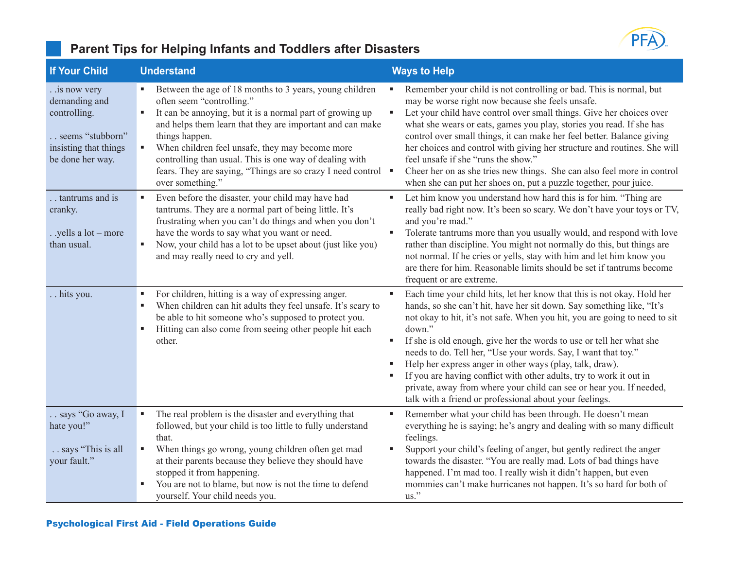## Parent Tips for Helping Infants and Toddlers after Disasters

| If Your Child | Understand | Ways to Help |
|---|---|---|
| . .is now very demanding and controlling.<br><br>. . seems "stubborn" insisting that things be done her way. | ▪ Between the age of 18 months to 3 years, young children often seem "controlling."<br>▪ It can be annoying, but it is a normal part of growing up and helps them learn that they are important and can make things happen.<br>▪ When children feel unsafe, they may become more controlling than usual. This is one way of dealing with fears. They are saying, "Things are so crazy I need control over something." | ▪ Remember your child is not controlling or bad. This is normal, but may be worse right now because she feels unsafe.<br>▪ Let your child have control over small things. Give her choices over what she wears or eats, games you play, stories you read. If she has control over small things, it can make her feel better. Balance giving her choices and control with giving her structure and routines. She will feel unsafe if she "runs the show."<br>▪ Cheer her on as she tries new things. She can also feel more in control when she can put her shoes on, put a puzzle together, pour juice. |
| . . tantrums and is cranky.<br><br>. .yells a lot – more than usual. | ▪ Even before the disaster, your child may have had tantrums. They are a normal part of being little. It's frustrating when you can't do things and when you don't have the words to say what you want or need.<br>▪ Now, your child has a lot to be upset about (just like you) and may really need to cry and yell. | ▪ Let him know you understand how hard this is for him. "Thing are really bad right now. It's been so scary. We don't have your toys or TV, and you're mad."<br>▪ Tolerate tantrums more than you usually would, and respond with love rather than discipline. You might not normally do this, but things are not normal. If he cries or yells, stay with him and let him know you are there for him. Reasonable limits should be set if tantrums become frequent or are extreme. |
| . . hits you. | ▪ For children, hitting is a way of expressing anger.<br>▪ When children can hit adults they feel unsafe. It's scary to be able to hit someone who's supposed to protect you.<br>▪ Hitting can also come from seeing other people hit each other. | ▪ Each time your child hits, let her know that this is not okay. Hold her hands, so she can't hit, have her sit down. Say something like, "It's not okay to hit, it's not safe. When you hit, you are going to need to sit down."<br>▪ If she is old enough, give her the words to use or tell her what she needs to do. Tell her, "Use your words. Say, I want that toy."<br>▪ Help her express anger in other ways (play, talk, draw).<br>▪ If you are having conflict with other adults, try to work it out in private, away from where your child can see or hear you. If needed, talk with a friend or professional about your feelings. |
| . . says "Go away, I hate you!"<br><br>. . says "This is all your fault." | ▪ The real problem is the disaster and everything that followed, but your child is too little to fully understand that.<br>▪ When things go wrong, young children often get mad at their parents because they believe they should have stopped it from happening.<br>▪ You are not to blame, but now is not the time to defend yourself. Your child needs you. | ▪ Remember what your child has been through. He doesn't mean everything he is saying; he's angry and dealing with so many difficult feelings.<br>▪ Support your child's feeling of anger, but gently redirect the anger towards the disaster. "You are really mad. Lots of bad things have happened. I'm mad too. I really wish it didn't happen, but even mommies can't make hurricanes not happen. It's so hard for both of us." |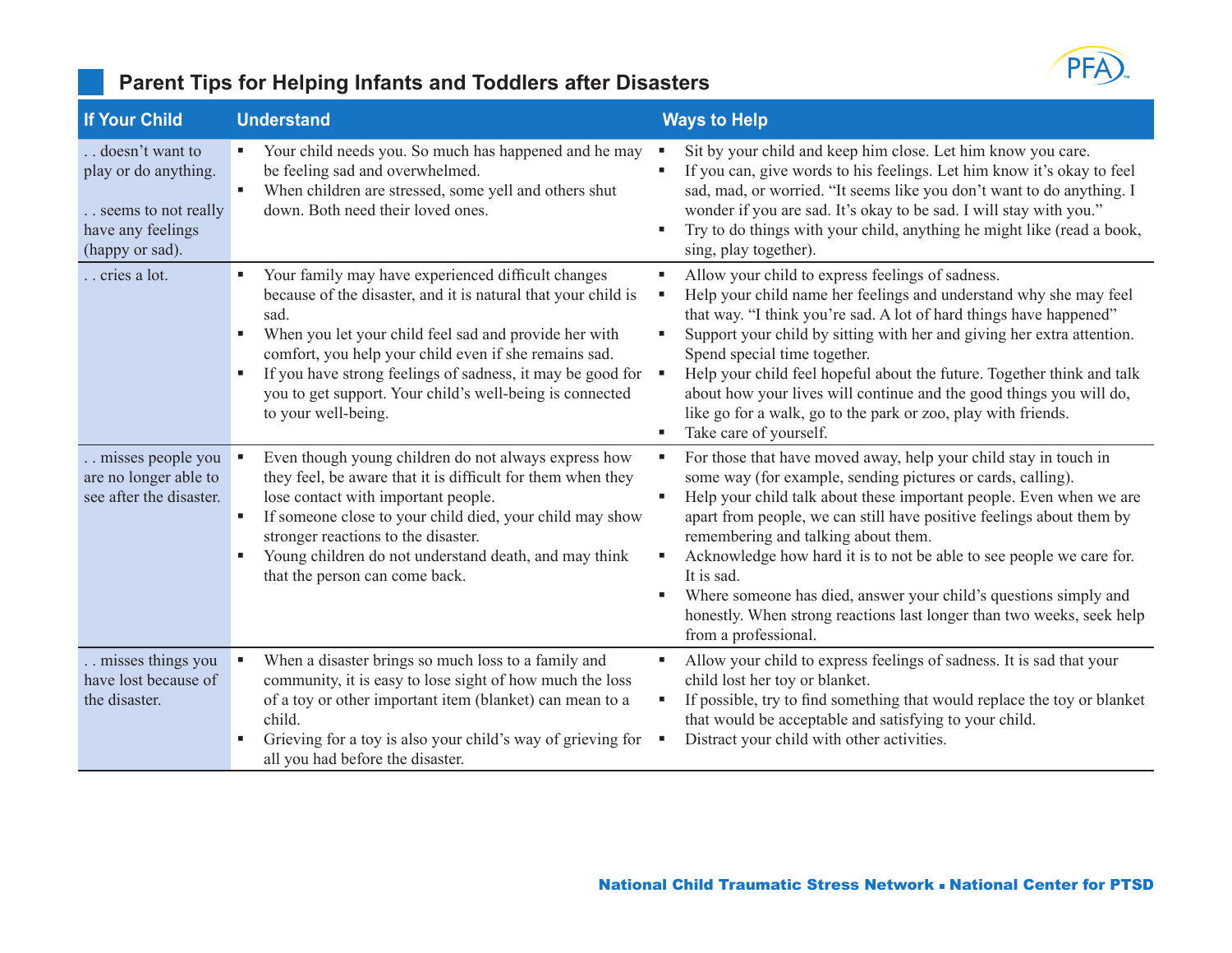## Parent Tips for Helping Infants and Toddlers after Disasters

| If Your Child | Understand | Ways to Help |
|---|---|---|
| . . doesn't want to play or do anything.<br><br>. . seems to not really have any feelings (happy or sad). | ▪ Your child needs you. So much has happened and he may be feeling sad and overwhelmed.<br>▪ When children are stressed, some yell and others shut down. Both need their loved ones. | ▪ Sit by your child and keep him close. Let him know you care.<br>▪ If you can, give words to his feelings. Let him know it's okay to feel sad, mad, or worried. "It seems like you don't want to do anything. I wonder if you are sad. It's okay to be sad. I will stay with you."<br>▪ Try to do things with your child, anything he might like (read a book, sing, play together). |
| . . cries a lot. | ▪ Your family may have experienced difficult changes because of the disaster, and it is natural that your child is sad.<br>▪ When you let your child feel sad and provide her with comfort, you help your child even if she remains sad.<br>▪ If you have strong feelings of sadness, it may be good for you to get support. Your child's well-being is connected to your well-being. | ▪ Allow your child to express feelings of sadness.<br>▪ Help your child name her feelings and understand why she may feel that way. "I think you're sad. A lot of hard things have happened"<br>▪ Support your child by sitting with her and giving her extra attention. Spend special time together.<br>▪ Help your child feel hopeful about the future. Together think and talk about how your lives will continue and the good things you will do, like go for a walk, go to the park or zoo, play with friends.<br>▪ Take care of yourself. |
| . . misses people you are no longer able to see after the disaster. | ▪ Even though young children do not always express how they feel, be aware that it is difficult for them when they lose contact with important people.<br>▪ If someone close to your child died, your child may show stronger reactions to the disaster.<br>▪ Young children do not understand death, and may think that the person can come back. | ▪ For those that have moved away, help your child stay in touch in some way (for example, sending pictures or cards, calling).<br>▪ Help your child talk about these important people. Even when we are apart from people, we can still have positive feelings about them by remembering and talking about them.<br>▪ Acknowledge how hard it is to not be able to see people we care for. It is sad.<br>▪ Where someone has died, answer your child's questions simply and honestly. When strong reactions last longer than two weeks, seek help from a professional. |
| . . misses things you have lost because of the disaster. | ▪ When a disaster brings so much loss to a family and community, it is easy to lose sight of how much the loss of a toy or other important item (blanket) can mean to a child.<br>▪ Grieving for a toy is also your child's way of grieving for all you had before the disaster. | ▪ Allow your child to express feelings of sadness. It is sad that your child lost her toy or blanket.<br>▪ If possible, try to find something that would replace the toy or blanket that would be acceptable and satisfying to your child.<br>▪ Distract your child with other activities. |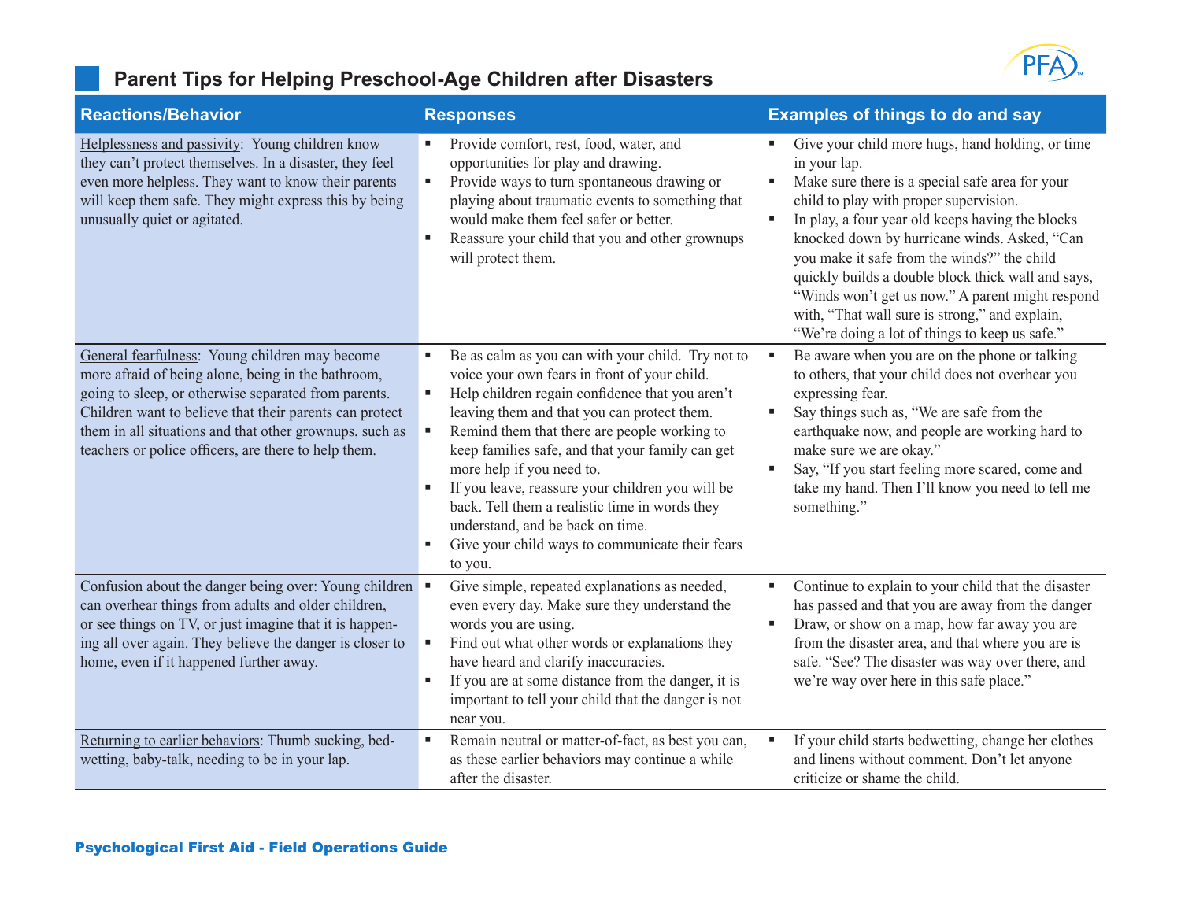## Parent Tips for Helping Preschool-Age Children after Disasters

| Reactions/Behavior | Responses | Examples of things to do and say |
|---|---|---|
| Helplessness and passivity: Young children know they can't protect themselves. In a disaster, they feel even more helpless. They want to know their parents will keep them safe. They might express this by being unusually quiet or agitated. | ▪ Provide comfort, rest, food, water, and opportunities for play and drawing.<br>▪ Provide ways to turn spontaneous drawing or playing about traumatic events to something that would make them feel safer or better.<br>▪ Reassure your child that you and other grownups will protect them. | ▪ Give your child more hugs, hand holding, or time in your lap.<br>▪ Make sure there is a special safe area for your child to play with proper supervision.<br>▪ In play, a four year old keeps having the blocks knocked down by hurricane winds. Asked, "Can you make it safe from the winds?" the child quickly builds a double block thick wall and says, "Winds won't get us now." A parent might respond with, "That wall sure is strong," and explain, "We're doing a lot of things to keep us safe." |
| General fearfulness: Young children may become more afraid of being alone, being in the bathroom, going to sleep, or otherwise separated from parents. Children want to believe that their parents can protect them in all situations and that other grownups, such as teachers or police officers, are there to help them. | ▪ Be as calm as you can with your child. Try not to voice your own fears in front of your child.<br>▪ Help children regain confidence that you aren't leaving them and that you can protect them.<br>▪ Remind them that there are people working to keep families safe, and that your family can get more help if you need to.<br>▪ If you leave, reassure your children you will be back. Tell them a realistic time in words they understand, and be back on time.<br>▪ Give your child ways to communicate their fears to you. | ▪ Be aware when you are on the phone or talking to others, that your child does not overhear you expressing fear.<br>▪ Say things such as, "We are safe from the earthquake now, and people are working hard to make sure we are okay."<br>▪ Say, "If you start feeling more scared, come and take my hand. Then I'll know you need to tell me something." |
| Confusion about the danger being over: Young children can overhear things from adults and older children, or see things on TV, or just imagine that it is happening all over again. They believe the danger is closer to home, even if it happened further away. | ▪ Give simple, repeated explanations as needed, even every day. Make sure they understand the words you are using.<br>▪ Find out what other words or explanations they have heard and clarify inaccuracies.<br>▪ If you are at some distance from the danger, it is important to tell your child that the danger is not near you. | ▪ Continue to explain to your child that the disaster has passed and that you are away from the danger<br>▪ Draw, or show on a map, how far away you are from the disaster area, and that where you are is safe. "See? The disaster was way over there, and we're way over here in this safe place." |
| Returning to earlier behaviors: Thumb sucking, bed-wetting, baby-talk, needing to be in your lap. | ▪ Remain neutral or matter-of-fact, as best you can, as these earlier behaviors may continue a while after the disaster. | ▪ If your child starts bedwetting, change her clothes and linens without comment. Don't let anyone criticize or shame the child. |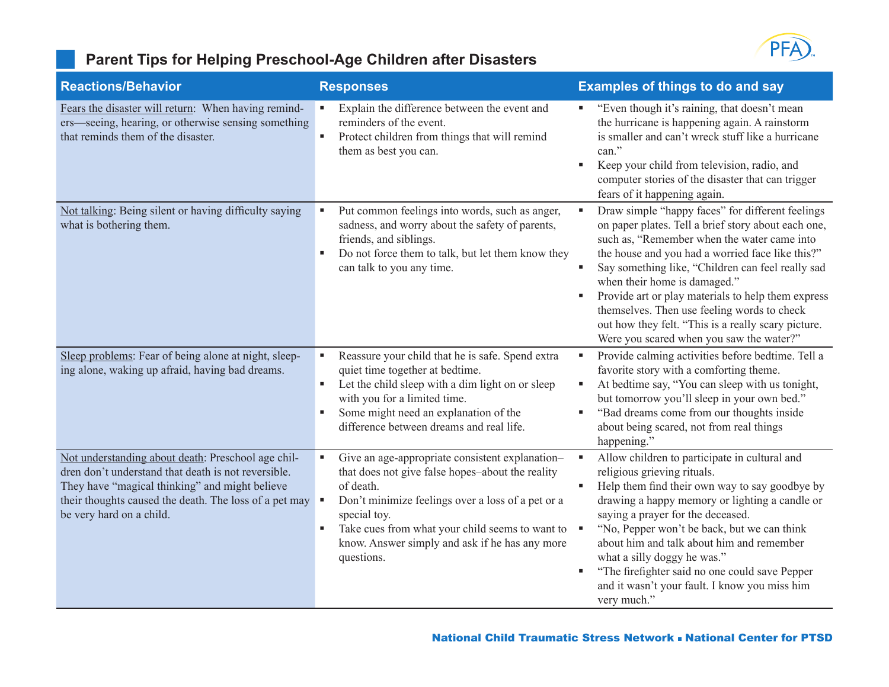## Parent Tips for Helping Preschool-Age Children after Disasters

| Reactions/Behavior | Responses | Examples of things to do and say |
|---|---|---|
| Fears the disaster will return: When having reminders—seeing, hearing, or otherwise sensing something that reminds them of the disaster. | ▪ Explain the difference between the event and reminders of the event.<br>▪ Protect children from things that will remind them as best you can. | ▪ "Even though it's raining, that doesn't mean the hurricane is happening again. A rainstorm is smaller and can't wreck stuff like a hurricane can."<br>▪ Keep your child from television, radio, and computer stories of the disaster that can trigger fears of it happening again. |
| Not talking: Being silent or having difficulty saying what is bothering them. | ▪ Put common feelings into words, such as anger, sadness, and worry about the safety of parents, friends, and siblings.<br>▪ Do not force them to talk, but let them know they can talk to you any time. | ▪ Draw simple "happy faces" for different feelings on paper plates. Tell a brief story about each one, such as, "Remember when the water came into the house and you had a worried face like this?"<br>▪ Say something like, "Children can feel really sad when their home is damaged."<br>▪ Provide art or play materials to help them express themselves. Then use feeling words to check out how they felt. "This is a really scary picture. Were you scared when you saw the water?" |
| Sleep problems: Fear of being alone at night, sleeping alone, waking up afraid, having bad dreams. | ▪ Reassure your child that he is safe. Spend extra quiet time together at bedtime.<br>▪ Let the child sleep with a dim light on or sleep with you for a limited time.<br>▪ Some might need an explanation of the difference between dreams and real life. | ▪ Provide calming activities before bedtime. Tell a favorite story with a comforting theme.<br>▪ At bedtime say, "You can sleep with us tonight, but tomorrow you'll sleep in your own bed."<br>▪ "Bad dreams come from our thoughts inside about being scared, not from real things happening." |
| Not understanding about death: Preschool age children don't understand that death is not reversible. They have "magical thinking" and might believe their thoughts caused the death. The loss of a pet may be very hard on a child. | ▪ Give an age-appropriate consistent explanation–that does not give false hopes–about the reality of death.<br>▪ Don't minimize feelings over a loss of a pet or a special toy.<br>▪ Take cues from what your child seems to want to know. Answer simply and ask if he has any more questions. | ▪ Allow children to participate in cultural and religious grieving rituals.<br>▪ Help them find their own way to say goodbye by drawing a happy memory or lighting a candle or saying a prayer for the deceased.<br>▪ "No, Pepper won't be back, but we can think about him and talk about him and remember what a silly doggy he was."<br>▪ "The firefighter said no one could save Pepper and it wasn't your fault. I know you miss him very much." |

National Child Traumatic Stress Network ▪ National Center for PTSD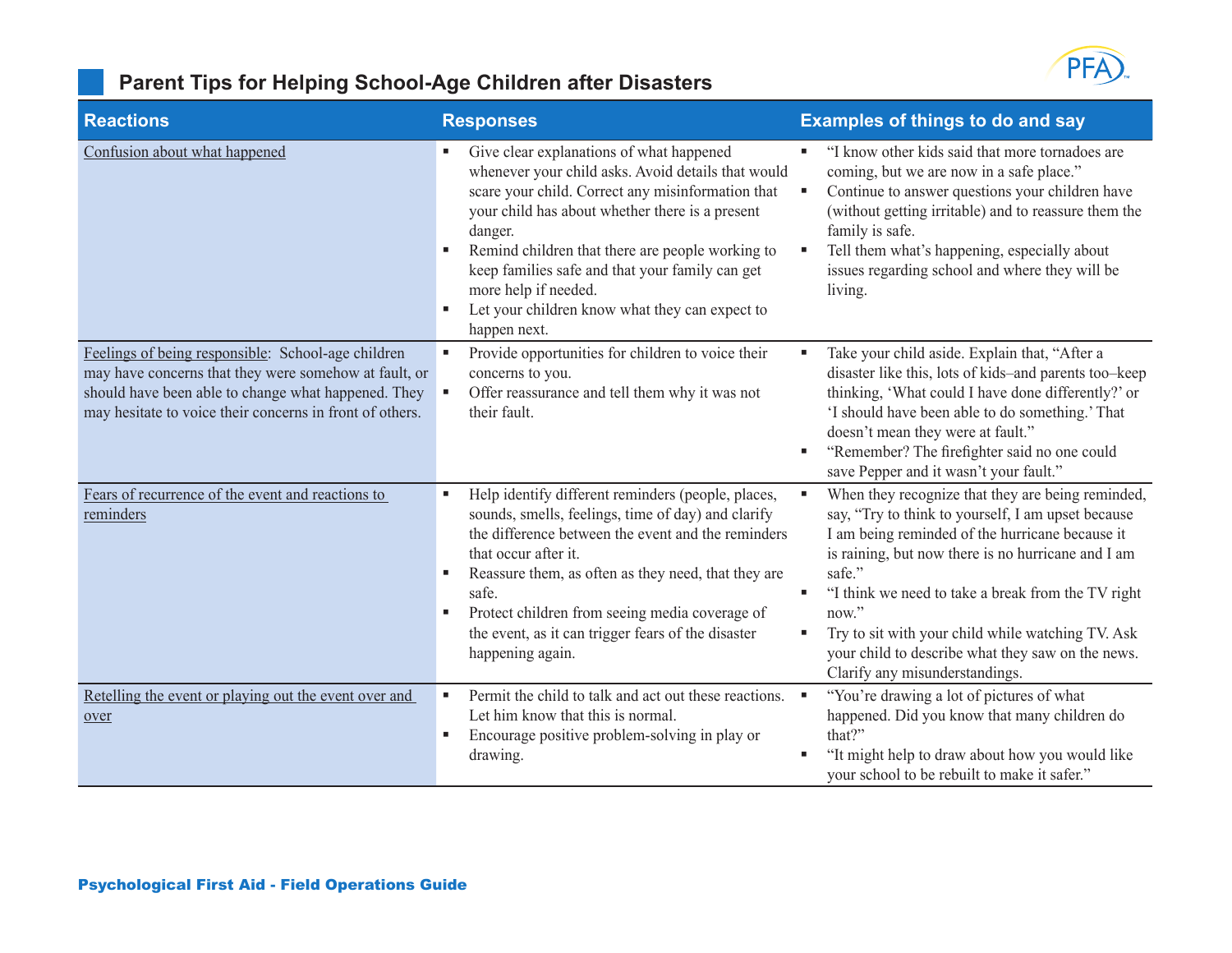## Parent Tips for Helping School-Age Children after Disasters

| Reactions | Responses | Examples of things to do and say |
|---|---|---|
| Confusion about what happened | ▪ Give clear explanations of what happened whenever your child asks. Avoid details that would scare your child. Correct any misinformation that your child has about whether there is a present danger.<br>▪ Remind children that there are people working to keep families safe and that your family can get more help if needed.<br>▪ Let your children know what they can expect to happen next. | ▪ "I know other kids said that more tornadoes are coming, but we are now in a safe place."<br>▪ Continue to answer questions your children have (without getting irritable) and to reassure them the family is safe.<br>▪ Tell them what's happening, especially about issues regarding school and where they will be living. |
| Feelings of being responsible: School-age children may have concerns that they were somehow at fault, or should have been able to change what happened. They may hesitate to voice their concerns in front of others. | ▪ Provide opportunities for children to voice their concerns to you.<br>▪ Offer reassurance and tell them why it was not their fault. | ▪ Take your child aside. Explain that, "After a disaster like this, lots of kids–and parents too–keep thinking, 'What could I have done differently?' or 'I should have been able to do something.' That doesn't mean they were at fault."<br>▪ "Remember? The firefighter said no one could save Pepper and it wasn't your fault." |
| Fears of recurrence of the event and reactions to reminders | ▪ Help identify different reminders (people, places, sounds, smells, feelings, time of day) and clarify the difference between the event and the reminders that occur after it.<br>▪ Reassure them, as often as they need, that they are safe.<br>▪ Protect children from seeing media coverage of the event, as it can trigger fears of the disaster happening again. | ▪ When they recognize that they are being reminded, say, "Try to think to yourself, I am upset because I am being reminded of the hurricane because it is raining, but now there is no hurricane and I am safe."<br>▪ "I think we need to take a break from the TV right now."<br>▪ Try to sit with your child while watching TV. Ask your child to describe what they saw on the news. Clarify any misunderstandings. |
| Retelling the event or playing out the event over and over | ▪ Permit the child to talk and act out these reactions. Let him know that this is normal.<br>▪ Encourage positive problem-solving in play or drawing. | ▪ "You're drawing a lot of pictures of what happened. Did you know that many children do that?"<br>▪ "It might help to draw about how you would like your school to be rebuilt to make it safer." |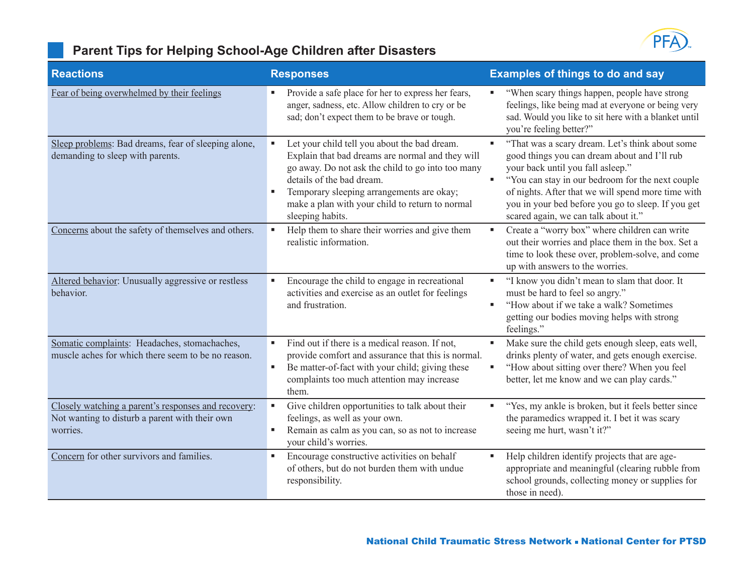## Parent Tips for Helping School-Age Children after Disasters

| Reactions | Responses | Examples of things to do and say |
|---|---|---|
| Fear of being overwhelmed by their feelings | ▪ Provide a safe place for her to express her fears, anger, sadness, etc. Allow children to cry or be sad; don't expect them to be brave or tough. | ▪ "When scary things happen, people have strong feelings, like being mad at everyone or being very sad. Would you like to sit here with a blanket until you're feeling better?" |
| Sleep problems: Bad dreams, fear of sleeping alone, demanding to sleep with parents. | ▪ Let your child tell you about the bad dream. Explain that bad dreams are normal and they will go away. Do not ask the child to go into too many details of the bad dream.<br>▪ Temporary sleeping arrangements are okay; make a plan with your child to return to normal sleeping habits. | ▪ "That was a scary dream. Let's think about some good things you can dream about and I'll rub your back until you fall asleep."<br>▪ "You can stay in our bedroom for the next couple of nights. After that we will spend more time with you in your bed before you go to sleep. If you get scared again, we can talk about it." |
| Concerns about the safety of themselves and others. | ▪ Help them to share their worries and give them realistic information. | ▪ Create a "worry box" where children can write out their worries and place them in the box. Set a time to look these over, problem-solve, and come up with answers to the worries. |
| Altered behavior: Unusually aggressive or restless behavior. | ▪ Encourage the child to engage in recreational activities and exercise as an outlet for feelings and frustration. | ▪ "I know you didn't mean to slam that door. It must be hard to feel so angry."<br>▪ "How about if we take a walk? Sometimes getting our bodies moving helps with strong feelings." |
| Somatic complaints: Headaches, stomachaches, muscle aches for which there seem to be no reason. | ▪ Find out if there is a medical reason. If not, provide comfort and assurance that this is normal.<br>▪ Be matter-of-fact with your child; giving these complaints too much attention may increase them. | ▪ Make sure the child gets enough sleep, eats well, drinks plenty of water, and gets enough exercise.<br>▪ "How about sitting over there? When you feel better, let me know and we can play cards." |
| Closely watching a parent's responses and recovery: Not wanting to disturb a parent with their own worries. | ▪ Give children opportunities to talk about their feelings, as well as your own.<br>▪ Remain as calm as you can, so as not to increase your child's worries. | ▪ "Yes, my ankle is broken, but it feels better since the paramedics wrapped it. I bet it was scary seeing me hurt, wasn't it?" |
| Concern for other survivors and families. | ▪ Encourage constructive activities on behalf of others, but do not burden them with undue responsibility. | ▪ Help children identify projects that are age-appropriate and meaningful (clearing rubble from school grounds, collecting money or supplies for those in need). |

**National Child Traumatic Stress Network ▪ National Center for PTSD**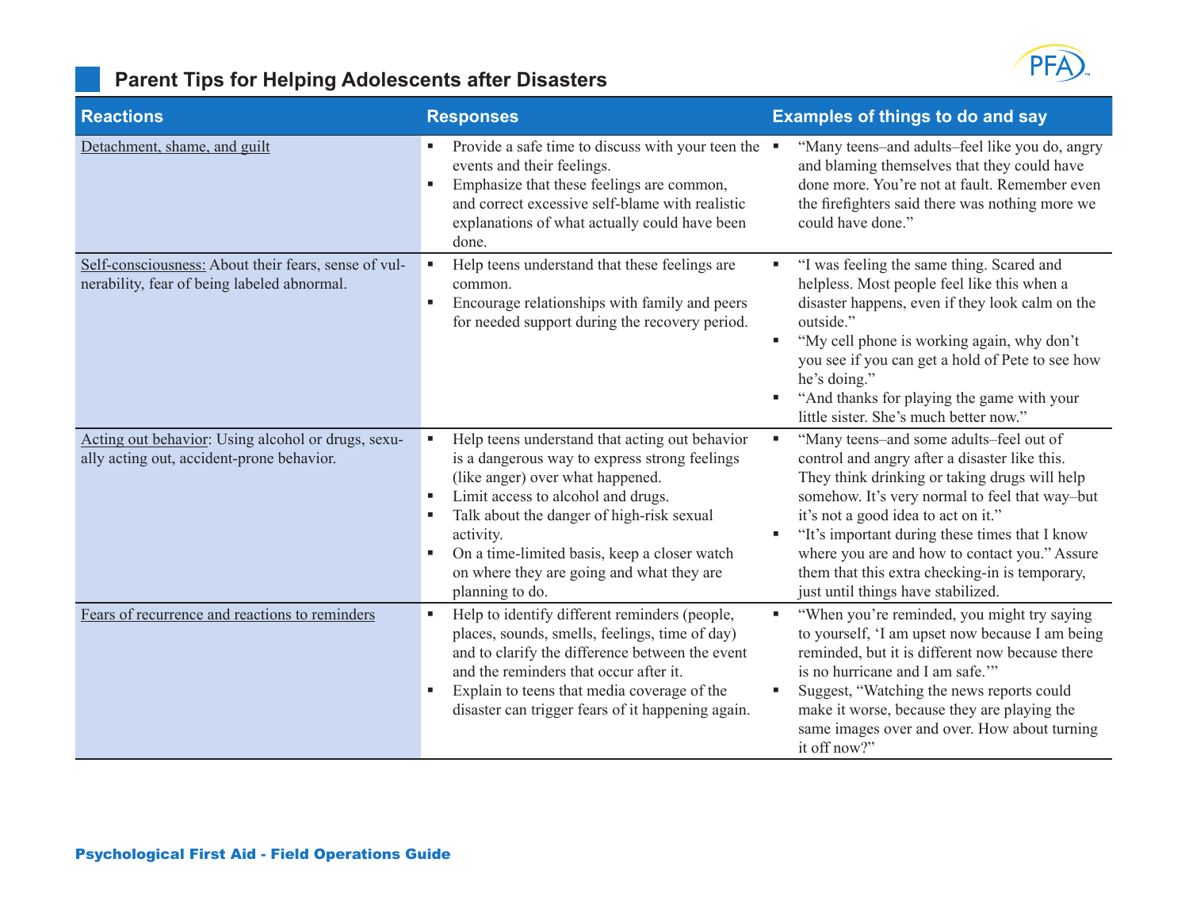## Parent Tips for Helping Adolescents after Disasters

| Reactions | Responses | Examples of things to do and say |
| --- | --- | --- |
| Detachment, shame, and guilt | ▪ Provide a safe time to discuss with your teen the events and their feelings.<br>▪ Emphasize that these feelings are common, and correct excessive self-blame with realistic explanations of what actually could have been done. | ▪ "Many teens–and adults–feel like you do, angry and blaming themselves that they could have done more. You're not at fault. Remember even the firefighters said there was nothing more we could have done." |
| Self-consciousness: About their fears, sense of vulnerability, fear of being labeled abnormal. | ▪ Help teens understand that these feelings are common.<br>▪ Encourage relationships with family and peers for needed support during the recovery period. | ▪ "I was feeling the same thing. Scared and helpless. Most people feel like this when a disaster happens, even if they look calm on the outside."<br>▪ "My cell phone is working again, why don't you see if you can get a hold of Pete to see how he's doing."<br>▪ "And thanks for playing the game with your little sister. She's much better now." |
| Acting out behavior: Using alcohol or drugs, sexually acting out, accident-prone behavior. | ▪ Help teens understand that acting out behavior is a dangerous way to express strong feelings (like anger) over what happened.<br>▪ Limit access to alcohol and drugs.<br>▪ Talk about the danger of high-risk sexual activity.<br>▪ On a time-limited basis, keep a closer watch on where they are going and what they are planning to do. | ▪ "Many teens–and some adults–feel out of control and angry after a disaster like this. They think drinking or taking drugs will help somehow. It's very normal to feel that way–but it's not a good idea to act on it."<br>▪ "It's important during these times that I know where you are and how to contact you." Assure them that this extra checking-in is temporary, just until things have stabilized. |
| Fears of recurrence and reactions to reminders | ▪ Help to identify different reminders (people, places, sounds, smells, feelings, time of day) and to clarify the difference between the event and the reminders that occur after it.<br>▪ Explain to teens that media coverage of the disaster can trigger fears of it happening again. | ▪ "When you're reminded, you might try saying to yourself, 'I am upset now because I am being reminded, but it is different now because there is no hurricane and I am safe.'"<br>▪ Suggest, "Watching the news reports could make it worse, because they are playing the same images over and over. How about turning it off now?" |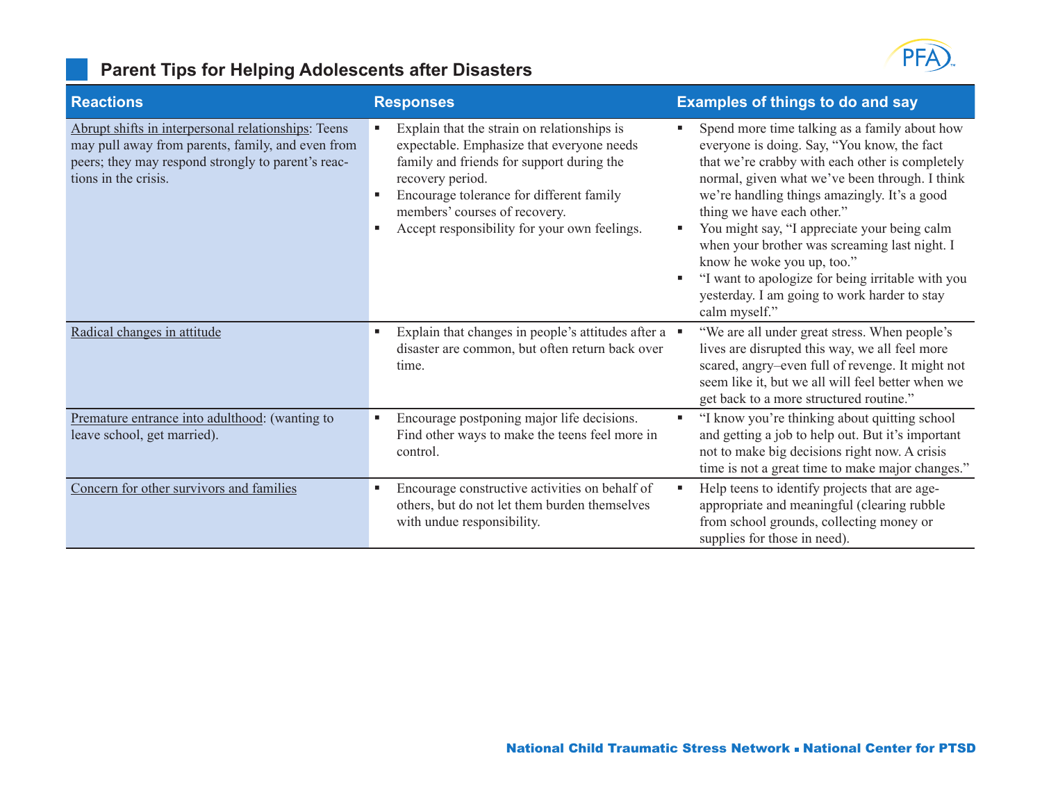## Parent Tips for Helping Adolescents after Disasters

| Reactions | Responses | Examples of things to do and say |
|---|---|---|
| Abrupt shifts in interpersonal relationships: Teens may pull away from parents, family, and even from peers; they may respond strongly to parent's reactions in the crisis. | ▪ Explain that the strain on relationships is expectable. Emphasize that everyone needs family and friends for support during the recovery period.<br>▪ Encourage tolerance for different family members' courses of recovery.<br>▪ Accept responsibility for your own feelings. | ▪ Spend more time talking as a family about how everyone is doing. Say, "You know, the fact that we're crabby with each other is completely normal, given what we've been through. I think we're handling things amazingly. It's a good thing we have each other."<br>▪ You might say, "I appreciate your being calm when your brother was screaming last night. I know he woke you up, too."<br>▪ "I want to apologize for being irritable with you yesterday. I am going to work harder to stay calm myself." |
| Radical changes in attitude | ▪ Explain that changes in people's attitudes after a disaster are common, but often return back over time. | ▪ "We are all under great stress. When people's lives are disrupted this way, we all feel more scared, angry–even full of revenge. It might not seem like it, but we all will feel better when we get back to a more structured routine." |
| Premature entrance into adulthood: (wanting to leave school, get married). | ▪ Encourage postponing major life decisions. Find other ways to make the teens feel more in control. | ▪ "I know you're thinking about quitting school and getting a job to help out. But it's important not to make big decisions right now. A crisis time is not a great time to make major changes." |
| Concern for other survivors and families | ▪ Encourage constructive activities on behalf of others, but do not let them burden themselves with undue responsibility. | ▪ Help teens to identify projects that are age-appropriate and meaningful (clearing rubble from school grounds, collecting money or supplies for those in need). |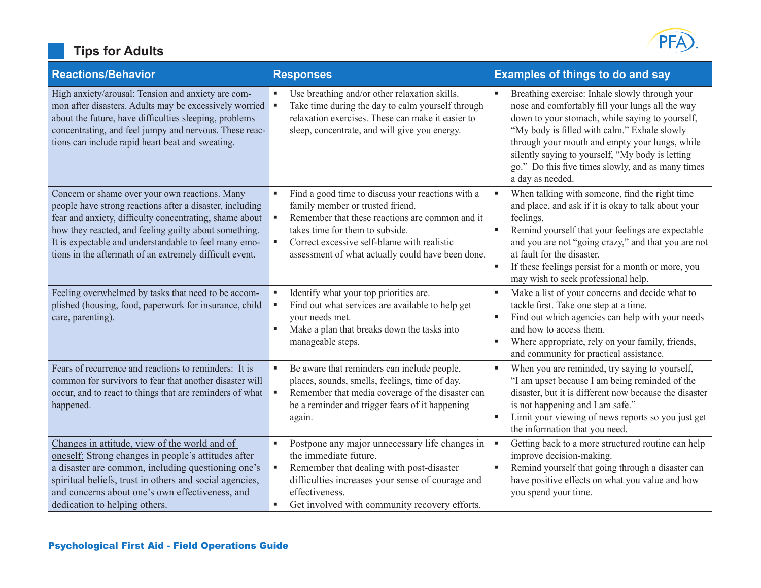## Tips for Adults

| Reactions/Behavior | Responses | Examples of things to do and say |
|---|---|---|
| High anxiety/arousal: Tension and anxiety are common after disasters. Adults may be excessively worried about the future, have difficulties sleeping, problems concentrating, and feel jumpy and nervous. These reactions can include rapid heart beat and sweating. | ▪ Use breathing and/or other relaxation skills.<br>▪ Take time during the day to calm yourself through relaxation exercises. These can make it easier to sleep, concentrate, and will give you energy. | ▪ Breathing exercise: Inhale slowly through your nose and comfortably fill your lungs all the way down to your stomach, while saying to yourself, "My body is filled with calm." Exhale slowly through your mouth and empty your lungs, while silently saying to yourself, "My body is letting go." Do this five times slowly, and as many times a day as needed. |
| Concern or shame over your own reactions. Many people have strong reactions after a disaster, including fear and anxiety, difficulty concentrating, shame about how they reacted, and feeling guilty about something. It is expectable and understandable to feel many emotions in the aftermath of an extremely difficult event. | ▪ Find a good time to discuss your reactions with a family member or trusted friend.<br>▪ Remember that these reactions are common and it takes time for them to subside.<br>▪ Correct excessive self-blame with realistic assessment of what actually could have been done. | ▪ When talking with someone, find the right time and place, and ask if it is okay to talk about your feelings.<br>▪ Remind yourself that your feelings are expectable and you are not "going crazy," and that you are not at fault for the disaster.<br>▪ If these feelings persist for a month or more, you may wish to seek professional help. |
| Feeling overwhelmed by tasks that need to be accomplished (housing, food, paperwork for insurance, child care, parenting). | ▪ Identify what your top priorities are.<br>▪ Find out what services are available to help get your needs met.<br>▪ Make a plan that breaks down the tasks into manageable steps. | ▪ Make a list of your concerns and decide what to tackle first. Take one step at a time.<br>▪ Find out which agencies can help with your needs and how to access them.<br>▪ Where appropriate, rely on your family, friends, and community for practical assistance. |
| Fears of recurrence and reactions to reminders: It is common for survivors to fear that another disaster will occur, and to react to things that are reminders of what happened. | ▪ Be aware that reminders can include people, places, sounds, smells, feelings, time of day.<br>▪ Remember that media coverage of the disaster can be a reminder and trigger fears of it happening again. | ▪ When you are reminded, try saying to yourself, "I am upset because I am being reminded of the disaster, but it is different now because the disaster is not happening and I am safe."<br>▪ Limit your viewing of news reports so you just get the information that you need. |
| Changes in attitude, view of the world and of oneself: Strong changes in people's attitudes after a disaster are common, including questioning one's spiritual beliefs, trust in others and social agencies, and concerns about one's own effectiveness, and dedication to helping others. | ▪ Postpone any major unnecessary life changes in the immediate future.<br>▪ Remember that dealing with post-disaster difficulties increases your sense of courage and effectiveness.<br>▪ Get involved with community recovery efforts. | ▪ Getting back to a more structured routine can help improve decision-making.<br>▪ Remind yourself that going through a disaster can have positive effects on what you value and how you spend your time. |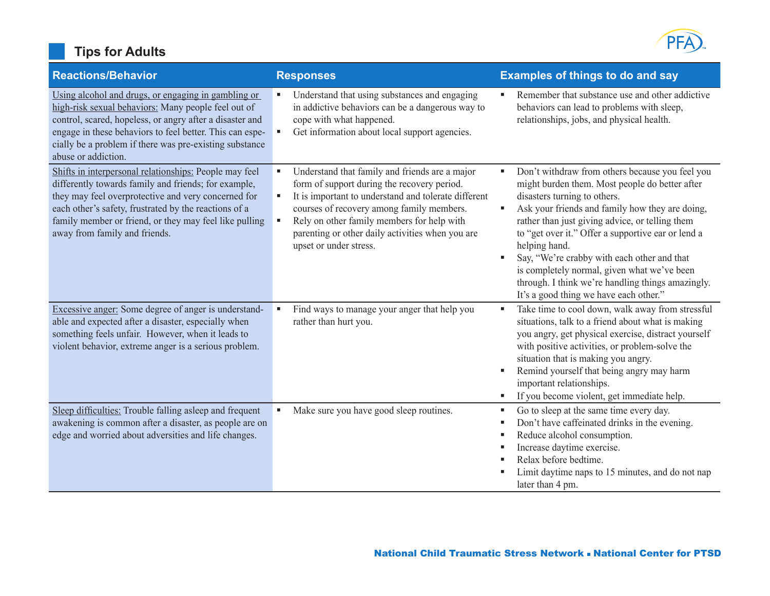## Tips for Adults

| Reactions/Behavior | Responses | Examples of things to do and say |
|---|---|---|
| Using alcohol and drugs, or engaging in gambling or high-risk sexual behaviors: Many people feel out of control, scared, hopeless, or angry after a disaster and engage in these behaviors to feel better. This can especially be a problem if there was pre-existing substance abuse or addiction. | ▪ Understand that using substances and engaging in addictive behaviors can be a dangerous way to cope with what happened.<br>▪ Get information about local support agencies. | ▪ Remember that substance use and other addictive behaviors can lead to problems with sleep, relationships, jobs, and physical health. |
| Shifts in interpersonal relationships: People may feel differently towards family and friends; for example, they may feel overprotective and very concerned for each other's safety, frustrated by the reactions of a family member or friend, or they may feel like pulling away from family and friends. | ▪ Understand that family and friends are a major form of support during the recovery period.<br>▪ It is important to understand and tolerate different courses of recovery among family members.<br>▪ Rely on other family members for help with parenting or other daily activities when you are upset or under stress. | ▪ Don't withdraw from others because you feel you might burden them. Most people do better after disasters turning to others.<br>▪ Ask your friends and family how they are doing, rather than just giving advice, or telling them to "get over it." Offer a supportive ear or lend a helping hand.<br>▪ Say, "We're crabby with each other and that is completely normal, given what we've been through. I think we're handling things amazingly. It's a good thing we have each other." |
| Excessive anger: Some degree of anger is understandable and expected after a disaster, especially when something feels unfair. However, when it leads to violent behavior, extreme anger is a serious problem. | ▪ Find ways to manage your anger that help you rather than hurt you. | ▪ Take time to cool down, walk away from stressful situations, talk to a friend about what is making you angry, get physical exercise, distract yourself with positive activities, or problem-solve the situation that is making you angry.<br>▪ Remind yourself that being angry may harm important relationships.<br>▪ If you become violent, get immediate help. |
| Sleep difficulties: Trouble falling asleep and frequent awakening is common after a disaster, as people are on edge and worried about adversities and life changes. | ▪ Make sure you have good sleep routines. | ▪ Go to sleep at the same time every day.<br>▪ Don't have caffeinated drinks in the evening.<br>▪ Reduce alcohol consumption.<br>▪ Increase daytime exercise.<br>▪ Relax before bedtime.<br>▪ Limit daytime naps to 15 minutes, and do not nap later than 4 pm. |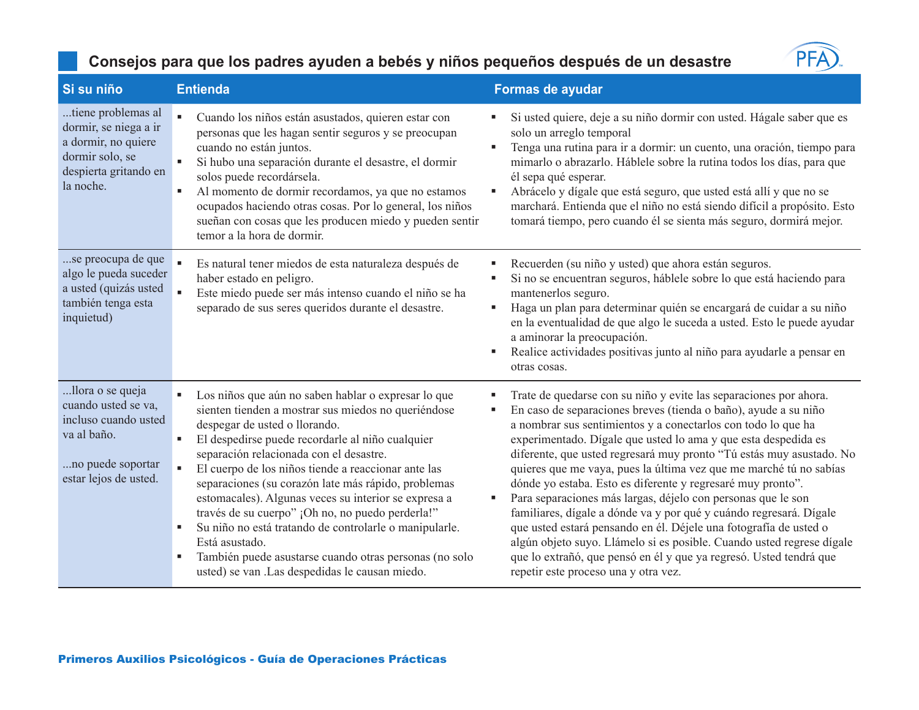# Consejos para que los padres ayuden a bebés y niños pequeños después de un desastre

| Si su niño | Entienda | Formas de ayudar |
|---|---|---|
| ...tiene problemas al dormir, se niega a ir a dormir, no quiere dormir solo, se despierta gritando en la noche. | ▪ Cuando los niños están asustados, quieren estar con personas que les hagan sentir seguros y se preocupan cuando no están juntos.<br>▪ Si hubo una separación durante el desastre, el dormir solos puede recordársela.<br>▪ Al momento de dormir recordamos, ya que no estamos ocupados haciendo otras cosas. Por lo general, los niños sueñan con cosas que les producen miedo y pueden sentir temor a la hora de dormir. | ▪ Si usted quiere, deje a su niño dormir con usted. Hágale saber que es solo un arreglo temporal<br>▪ Tenga una rutina para ir a dormir: un cuento, una oración, tiempo para mimarlo o abrazarlo. Háblele sobre la rutina todos los días, para que él sepa qué esperar.<br>▪ Abrácelo y dígale que está seguro, que usted está allí y que no se marchará. Entienda que el niño no está siendo difícil a propósito. Esto tomará tiempo, pero cuando él se sienta más seguro, dormirá mejor. |
| ...se preocupa de que algo le pueda suceder a usted (quizás usted también tenga esta inquietud) | ▪ Es natural tener miedos de esta naturaleza después de haber estado en peligro.<br>▪ Este miedo puede ser más intenso cuando el niño se ha separado de sus seres queridos durante el desastre. | ▪ Recuerden (su niño y usted) que ahora están seguros.<br>▪ Si no se encuentran seguros, háblele sobre lo que está haciendo para mantenerlos seguro.<br>▪ Haga un plan para determinar quién se encargará de cuidar a su niño en la eventualidad de que algo le suceda a usted. Esto le puede ayudar a aminorar la preocupación.<br>▪ Realice actividades positivas junto al niño para ayudarle a pensar en otras cosas. |
| ...llora o se queja cuando usted se va, incluso cuando usted va al baño.<br><br>...no puede soportar estar lejos de usted. | ▪ Los niños que aún no saben hablar o expresar lo que sienten tienden a mostrar sus miedos no queriéndose despegar de usted o llorando.<br>▪ El despedirse puede recordarle al niño cualquier separación relacionada con el desastre.<br>▪ El cuerpo de los niños tiende a reaccionar ante las separaciones (su corazón late más rápido, problemas estomacales). Algunas veces su interior se expresa a través de su cuerpo" ¡Oh no, no puedo perderla!"<br>▪ Su niño no está tratando de controlarle o manipularle. Está asustado.<br>▪ También puede asustarse cuando otras personas (no solo usted) se van .Las despedidas le causan miedo. | ▪ Trate de quedarse con su niño y evite las separaciones por ahora.<br>▪ En caso de separaciones breves (tienda o baño), ayude a su niño a nombrar sus sentimientos y a conectarlos con todo lo que ha experimentado. Dígale que usted lo ama y que esta despedida es diferente, que usted regresará muy pronto "Tú estás muy asustado. No quieres que me vaya, pues la última vez que me marché tú no sabías dónde yo estaba. Esto es diferente y regresaré muy pronto".<br>▪ Para separaciones más largas, déjelo con personas que le son familiares, dígale a dónde va y por qué y cuándo regresará. Dígale que usted estará pensando en él. Déjele una fotografía de usted o algún objeto suyo. Llámelo si es posible. Cuando usted regrese dígale que lo extrañó, que pensó en él y que ya regresó. Usted tendrá que repetir este proceso una y otra vez. |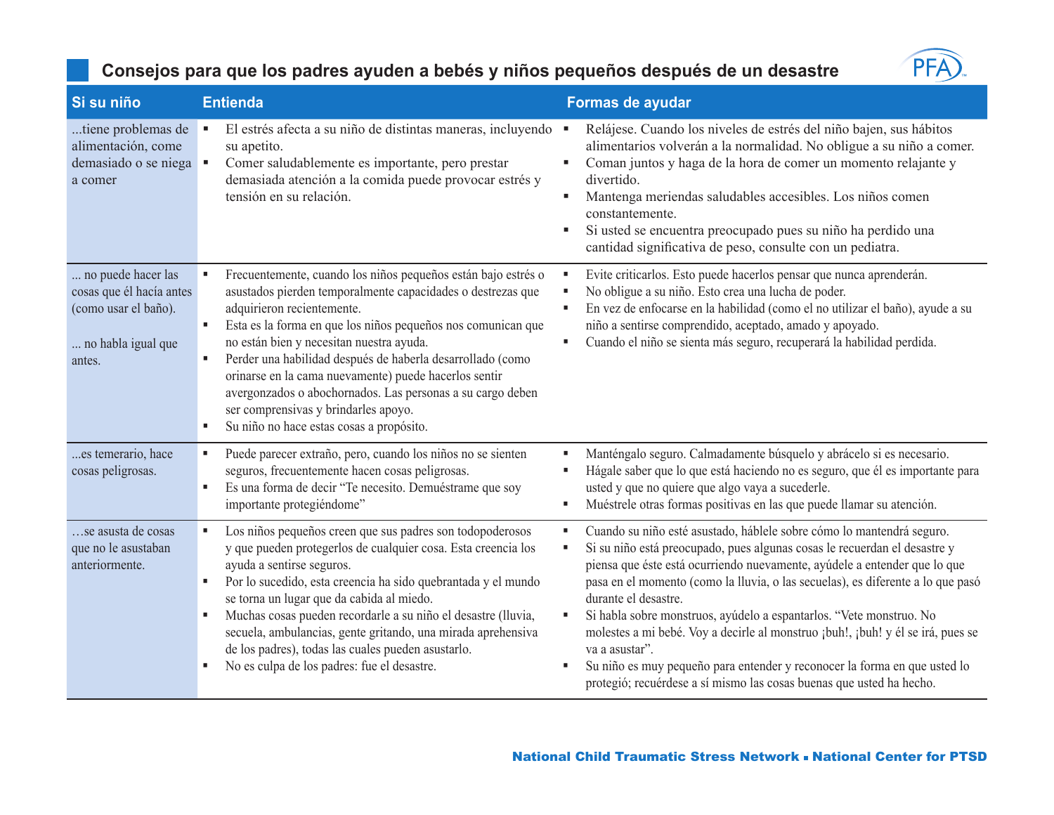## Consejos para que los padres ayuden a bebés y niños pequeños después de un desastre

| Si su niño | Entienda | Formas de ayudar |
|---|---|---|
| ...tiene problemas de alimentación, come demasiado o se niega a comer | ▪ El estrés afecta a su niño de distintas maneras, incluyendo su apetito.<br>▪ Comer saludablemente es importante, pero prestar demasiada atención a la comida puede provocar estrés y tensión en su relación. | ▪ Relájese. Cuando los niveles de estrés del niño bajen, sus hábitos alimentarios volverán a la normalidad. No obligue a su niño a comer.<br>▪ Coman juntos y haga de la hora de comer un momento relajante y divertido.<br>▪ Mantenga meriendas saludables accesibles. Los niños comen constantemente.<br>▪ Si usted se encuentra preocupado pues su niño ha perdido una cantidad significativa de peso, consulte con un pediatra. |
| ... no puede hacer las cosas que él hacía antes (como usar el baño).<br><br>... no habla igual que antes. | ▪ Frecuentemente, cuando los niños pequeños están bajo estrés o asustados pierden temporalmente capacidades o destrezas que adquirieron recientemente.<br>▪ Esta es la forma en que los niños pequeños nos comunican que no están bien y necesitan nuestra ayuda.<br>▪ Perder una habilidad después de haberla desarrollado (como orinarse en la cama nuevamente) puede hacerlos sentir avergonzados o abochornados. Las personas a su cargo deben ser comprensivas y brindarles apoyo.<br>▪ Su niño no hace estas cosas a propósito. | ▪ Evite criticarlos. Esto puede hacerlos pensar que nunca aprenderán.<br>▪ No obligue a su niño. Esto crea una lucha de poder.<br>▪ En vez de enfocarse en la habilidad (como el no utilizar el baño), ayude a su niño a sentirse comprendido, aceptado, amado y apoyado.<br>▪ Cuando el niño se sienta más seguro, recuperará la habilidad perdida. |
| ...es temerario, hace cosas peligrosas. | ▪ Puede parecer extraño, pero, cuando los niños no se sienten seguros, frecuentemente hacen cosas peligrosas.<br>▪ Es una forma de decir "Te necesito. Demuéstrame que soy importante protegiéndome" | ▪ Manténgalo seguro. Calmadamente búsquelo y abrácelo si es necesario.<br>▪ Hágale saber que lo que está haciendo no es seguro, que él es importante para usted y que no quiere que algo vaya a sucederle.<br>▪ Muéstrele otras formas positivas en las que puede llamar su atención. |
| …se asusta de cosas que no le asustaban anteriormente. | ▪ Los niños pequeños creen que sus padres son todopoderosos y que pueden protegerlos de cualquier cosa. Esta creencia los ayuda a sentirse seguros.<br>▪ Por lo sucedido, esta creencia ha sido quebrantada y el mundo se torna un lugar que da cabida al miedo.<br>▪ Muchas cosas pueden recordarle a su niño el desastre (lluvia, secuela, ambulancias, gente gritando, una mirada aprehensiva de los padres), todas las cuales pueden asustarlo.<br>▪ No es culpa de los padres: fue el desastre. | ▪ Cuando su niño esté asustado, háblele sobre cómo lo mantendrá seguro.<br>▪ Si su niño está preocupado, pues algunas cosas le recuerdan el desastre y piensa que éste está ocurriendo nuevamente, ayúdele a entender que lo que pasa en el momento (como la lluvia, o las secuelas), es diferente a lo que pasó durante el desastre.<br>▪ Si habla sobre monstruos, ayúdelo a espantarlos. "Vete monstruo. No molestes a mi bebé. Voy a decirle al monstruo ¡buh!, ¡buh! y él se irá, pues se va a asustar".<br>▪ Su niño es muy pequeño para entender y reconocer la forma en que usted lo protegió; recuérdese a sí mismo las cosas buenas que usted ha hecho. |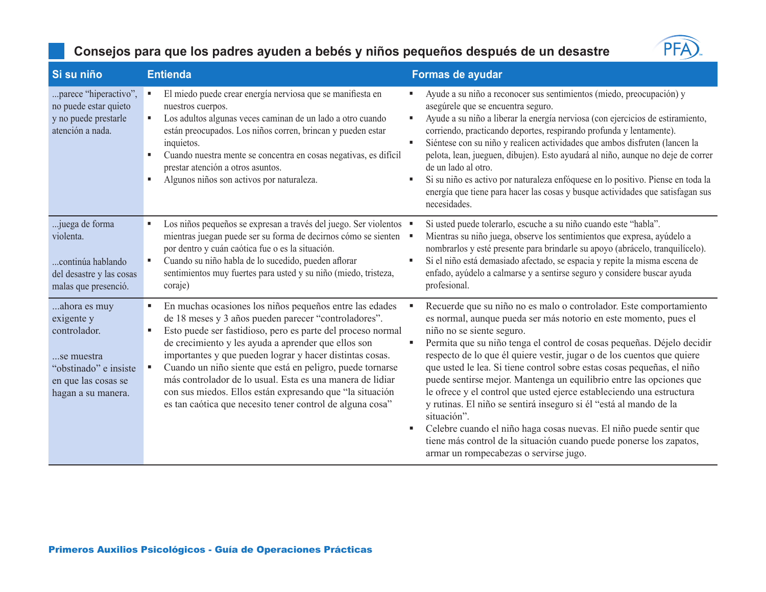## Consejos para que los padres ayuden a bebés y niños pequeños después de un desastre

| Si su niño | Entienda | Formas de ayudar |
|---|---|---|
| ...parece "hiperactivo", no puede estar quieto y no puede prestarle atención a nada. | ▪ El miedo puede crear energía nerviosa que se manifiesta en nuestros cuerpos.<br>▪ Los adultos algunas veces caminan de un lado a otro cuando están preocupados. Los niños corren, brincan y pueden estar inquietos.<br>▪ Cuando nuestra mente se concentra en cosas negativas, es difícil prestar atención a otros asuntos.<br>▪ Algunos niños son activos por naturaleza. | ▪ Ayude a su niño a reconocer sus sentimientos (miedo, preocupación) y asegúrele que se encuentra seguro.<br>▪ Ayude a su niño a liberar la energía nerviosa (con ejercicios de estiramiento, corriendo, practicando deportes, respirando profunda y lentamente).<br>▪ Siéntese con su niño y realicen actividades que ambos disfruten (lancen la pelota, lean, jueguen, dibujen). Esto ayudará al niño, aunque no deje de correr de un lado al otro.<br>▪ Si su niño es activo por naturaleza enfóquese en lo positivo. Piense en toda la energía que tiene para hacer las cosas y busque actividades que satisfagan sus necesidades. |
| ...juega de forma violenta.<br><br>...continúa hablando del desastre y las cosas malas que presenció. | ▪ Los niños pequeños se expresan a través del juego. Ser violentos mientras juegan puede ser su forma de decirnos cómo se sienten por dentro y cuán caótica fue o es la situación.<br>▪ Cuando su niño habla de lo sucedido, pueden aflorar sentimientos muy fuertes para usted y su niño (miedo, tristeza, coraje) | ▪ Si usted puede tolerarlo, escuche a su niño cuando este "habla".<br>▪ Mientras su niño juega, observe los sentimientos que expresa, ayúdelo a nombrarlos y esté presente para brindarle su apoyo (abrácelo, tranquilícelo).<br>▪ Si el niño está demasiado afectado, se espacia y repite la misma escena de enfado, ayúdelo a calmarse y a sentirse seguro y considere buscar ayuda profesional. |
| ...ahora es muy exigente y controlador.<br><br>...se muestra "obstinado" e insiste en que las cosas se hagan a su manera. | ▪ En muchas ocasiones los niños pequeños entre las edades de 18 meses y 3 años pueden parecer "controladores".<br>▪ Esto puede ser fastidioso, pero es parte del proceso normal de crecimiento y les ayuda a aprender que ellos son importantes y que pueden lograr y hacer distintas cosas.<br>▪ Cuando un niño siente que está en peligro, puede tornarse más controlador de lo usual. Esta es una manera de lidiar con sus miedos. Ellos están expresando que "la situación es tan caótica que necesito tener control de alguna cosa" | ▪ Recuerde que su niño no es malo o controlador. Este comportamiento es normal, aunque pueda ser más notorio en este momento, pues el niño no se siente seguro.<br>▪ Permita que su niño tenga el control de cosas pequeñas. Déjelo decidir respecto de lo que él quiere vestir, jugar o de los cuentos que quiere que usted le lea. Si tiene control sobre estas cosas pequeñas, el niño puede sentirse mejor. Mantenga un equilibrio entre las opciones que le ofrece y el control que usted ejerce estableciendo una estructura y rutinas. El niño se sentirá inseguro si él "está al mando de la situación".<br>▪ Celebre cuando el niño haga cosas nuevas. El niño puede sentir que tiene más control de la situación cuando puede ponerse los zapatos, armar un rompecabezas o servirse jugo. |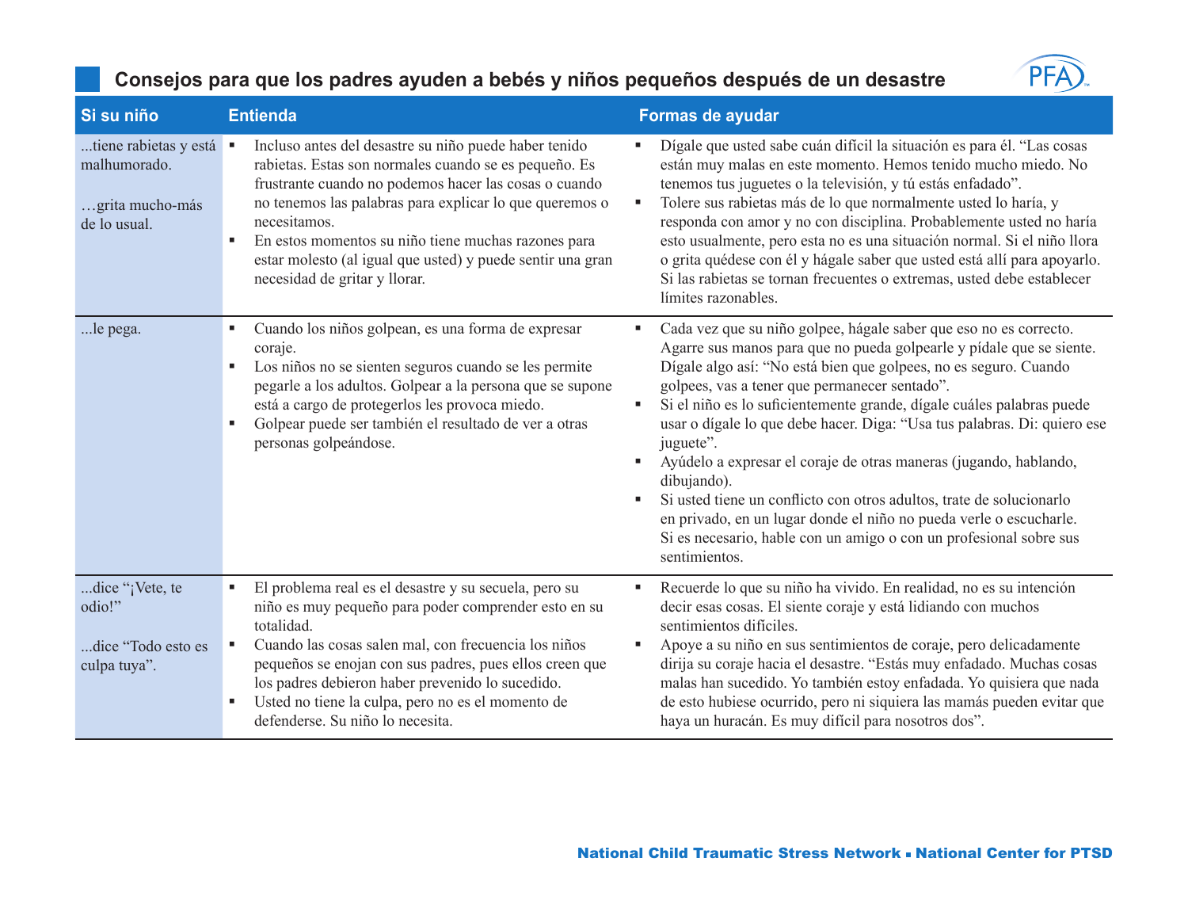## Consejos para que los padres ayuden a bebés y niños pequeños después de un desastre

| Si su niño | Entienda | Formas de ayudar |
|---|---|---|
| ...tiene rabietas y está malhumorado.<br><br>…grita mucho-más de lo usual. | ▪ Incluso antes del desastre su niño puede haber tenido rabietas. Estas son normales cuando se es pequeño. Es frustrante cuando no podemos hacer las cosas o cuando no tenemos las palabras para explicar lo que queremos o necesitamos.<br>▪ En estos momentos su niño tiene muchas razones para estar molesto (al igual que usted) y puede sentir una gran necesidad de gritar y llorar. | ▪ Dígale que usted sabe cuán difícil la situación es para él. "Las cosas están muy malas en este momento. Hemos tenido mucho miedo. No tenemos tus juguetes o la televisión, y tú estás enfadado".<br>▪ Tolere sus rabietas más de lo que normalmente usted lo haría, y responda con amor y no con disciplina. Probablemente usted no haría esto usualmente, pero esta no es una situación normal. Si el niño llora o grita quédese con él y hágale saber que usted está allí para apoyarlo. Si las rabietas se tornan frecuentes o extremas, usted debe establecer límites razonables. |
| ...le pega. | ▪ Cuando los niños golpean, es una forma de expresar coraje.<br>▪ Los niños no se sienten seguros cuando se les permite pegarle a los adultos. Golpear a la persona que se supone está a cargo de protegerlos les provoca miedo.<br>▪ Golpear puede ser también el resultado de ver a otras personas golpeándose. | ▪ Cada vez que su niño golpee, hágale saber que eso no es correcto. Agarre sus manos para que no pueda golpearle y pídale que se siente. Dígale algo así: "No está bien que golpees, no es seguro. Cuando golpees, vas a tener que permanecer sentado".<br>▪ Si el niño es lo suficientemente grande, dígale cuáles palabras puede usar o dígale lo que debe hacer. Diga: "Usa tus palabras. Di: quiero ese juguete".<br>▪ Ayúdelo a expresar el coraje de otras maneras (jugando, hablando, dibujando).<br>▪ Si usted tiene un conflicto con otros adultos, trate de solucionarlo en privado, en un lugar donde el niño no pueda verle o escucharle. Si es necesario, hable con un amigo o con un profesional sobre sus sentimientos. |
| ...dice "¡Vete, te odio!"<br><br>...dice "Todo esto es culpa tuya". | ▪ El problema real es el desastre y su secuela, pero su niño es muy pequeño para poder comprender esto en su totalidad.<br>▪ Cuando las cosas salen mal, con frecuencia los niños pequeños se enojan con sus padres, pues ellos creen que los padres debieron haber prevenido lo sucedido.<br>▪ Usted no tiene la culpa, pero no es el momento de defenderse. Su niño lo necesita. | ▪ Recuerde lo que su niño ha vivido. En realidad, no es su intención decir esas cosas. El siente coraje y está lidiando con muchos sentimientos difíciles.<br>▪ Apoye a su niño en sus sentimientos de coraje, pero delicadamente dirija su coraje hacia el desastre. "Estás muy enfadado. Muchas cosas malas han sucedido. Yo también estoy enfadada. Yo quisiera que nada de esto hubiese ocurrido, pero ni siquiera las mamás pueden evitar que haya un huracán. Es muy difícil para nosotros dos". |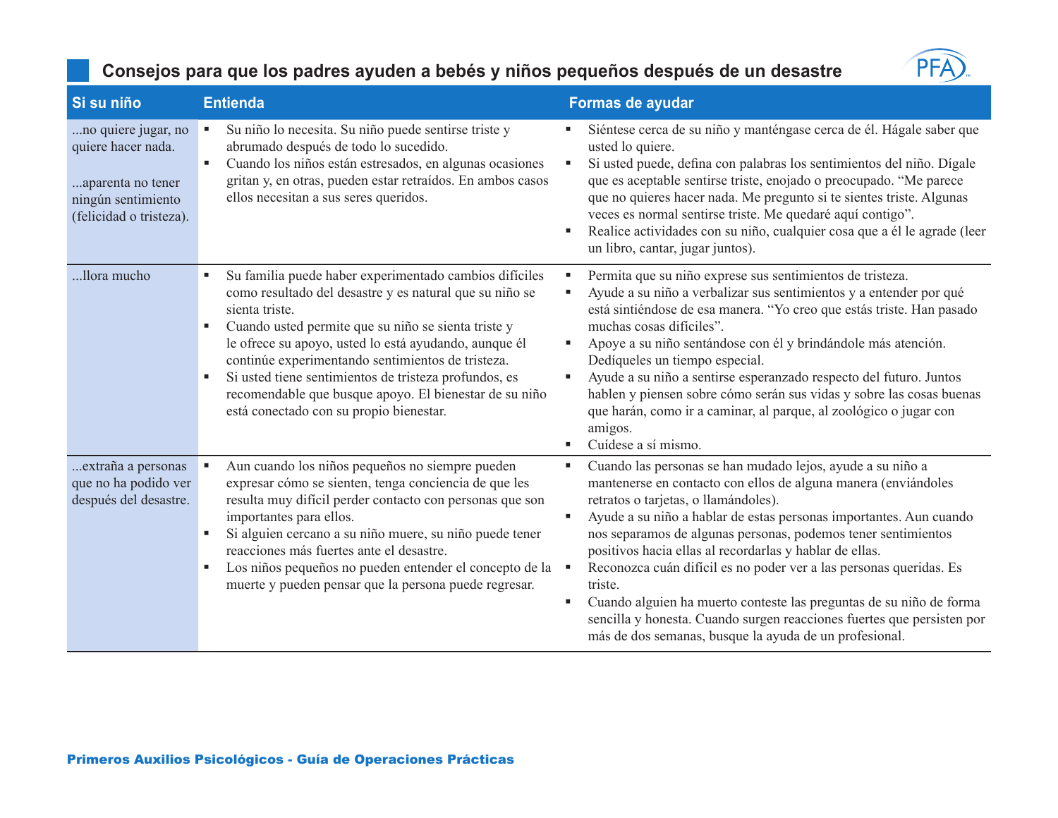## Consejos para que los padres ayuden a bebés y niños pequeños después de un desastre

| Si su niño | Entienda | Formas de ayudar |
|---|---|---|
| ...no quiere jugar, no quiere hacer nada.<br><br>...aparenta no tener ningún sentimiento (felicidad o tristeza). | ▪ Su niño lo necesita. Su niño puede sentirse triste y abrumado después de todo lo sucedido.<br>▪ Cuando los niños están estresados, en algunas ocasiones gritan y, en otras, pueden estar retraídos. En ambos casos ellos necesitan a sus seres queridos. | ▪ Siéntese cerca de su niño y manténgase cerca de él. Hágale saber que usted lo quiere.<br>▪ Si usted puede, defina con palabras los sentimientos del niño. Dígale que es aceptable sentirse triste, enojado o preocupado. "Me parece que no quieres hacer nada. Me pregunto si te sientes triste. Algunas veces es normal sentirse triste. Me quedaré aquí contigo".<br>▪ Realice actividades con su niño, cualquier cosa que a él le agrade (leer un libro, cantar, jugar juntos). |
| ...llora mucho | ▪ Su familia puede haber experimentado cambios difíciles como resultado del desastre y es natural que su niño se sienta triste.<br>▪ Cuando usted permite que su niño se sienta triste y le ofrece su apoyo, usted lo está ayudando, aunque él continúe experimentando sentimientos de tristeza.<br>▪ Si usted tiene sentimientos de tristeza profundos, es recomendable que busque apoyo. El bienestar de su niño está conectado con su propio bienestar. | ▪ Permita que su niño exprese sus sentimientos de tristeza.<br>▪ Ayude a su niño a verbalizar sus sentimientos y a entender por qué está sintiéndose de esa manera. "Yo creo que estás triste. Han pasado muchas cosas difíciles".<br>▪ Apoye a su niño sentándose con él y brindándole más atención. Dedíqueles un tiempo especial.<br>▪ Ayude a su niño a sentirse esperanzado respecto del futuro. Juntos hablen y piensen sobre cómo serán sus vidas y sobre las cosas buenas que harán, como ir a caminar, al parque, al zoológico o jugar con amigos.<br>▪ Cuídese a sí mismo. |
| ...extraña a personas que no ha podido ver después del desastre. | ▪ Aun cuando los niños pequeños no siempre pueden expresar cómo se sienten, tenga conciencia de que les resulta muy difícil perder contacto con personas que son importantes para ellos.<br>▪ Si alguien cercano a su niño muere, su niño puede tener reacciones más fuertes ante el desastre.<br>▪ Los niños pequeños no pueden entender el concepto de la muerte y pueden pensar que la persona puede regresar. | ▪ Cuando las personas se han mudado lejos, ayude a su niño a mantenerse en contacto con ellos de alguna manera (enviándoles retratos o tarjetas, o llamándoles).<br>▪ Ayude a su niño a hablar de estas personas importantes. Aun cuando nos separamos de algunas personas, podemos tener sentimientos positivos hacia ellas al recordarlas y hablar de ellas.<br>▪ Reconozca cuán difícil es no poder ver a las personas queridas. Es triste.<br>▪ Cuando alguien ha muerto conteste las preguntas de su niño de forma sencilla y honesta. Cuando surgen reacciones fuertes que persisten por más de dos semanas, busque la ayuda de un profesional. |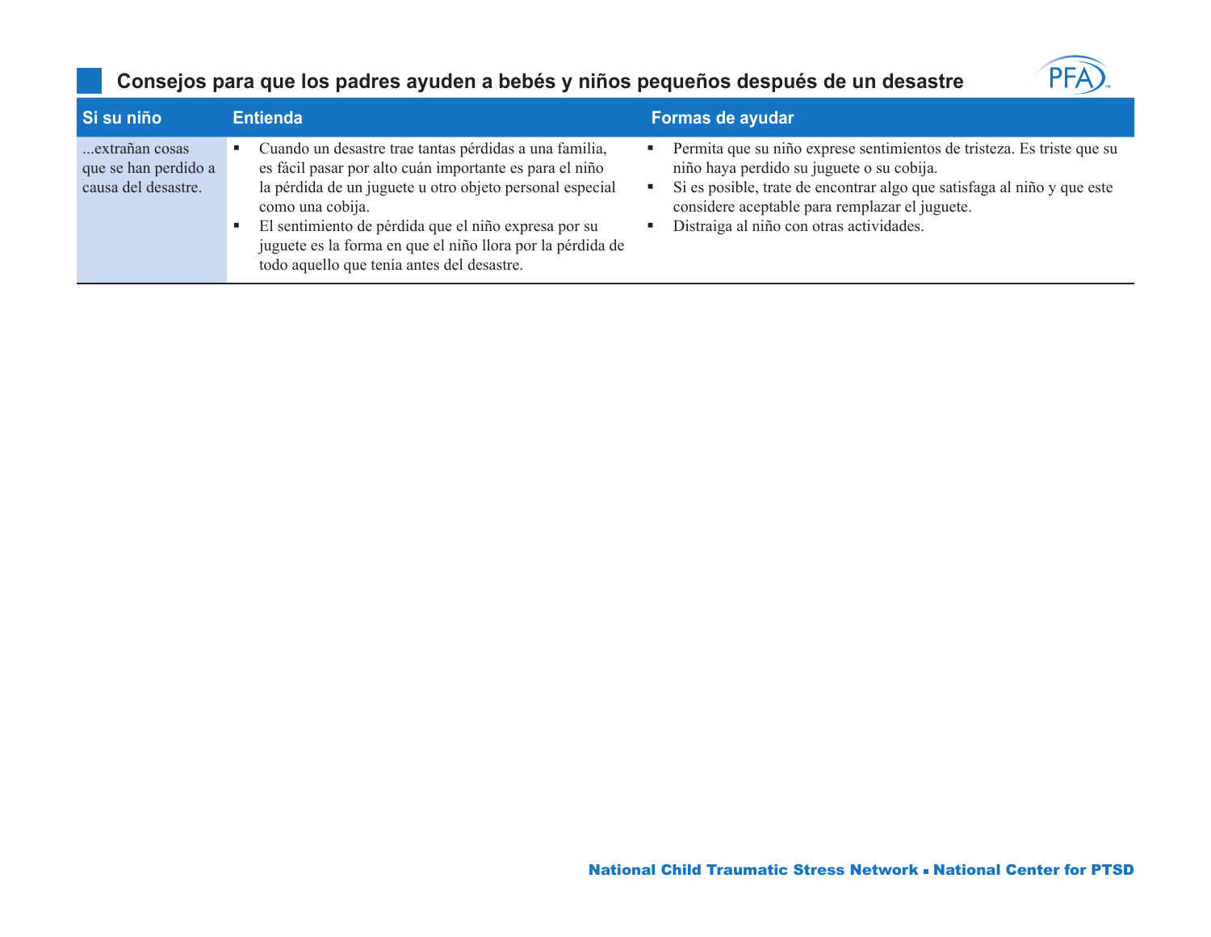## Consejos para que los padres ayuden a bebés y niños pequeños después de un desastre

| Si su niño | Entienda | Formas de ayudar |
| --- | --- | --- |
| ...extrañan cosas que se han perdido a causa del desastre. | ▪ Cuando un desastre trae tantas pérdidas a una familia, es fácil pasar por alto cuán importante es para el niño la pérdida de un juguete u otro objeto personal especial como una cobija.<br>▪ El sentimiento de pérdida que el niño expresa por su juguete es la forma en que el niño llora por la pérdida de todo aquello que tenía antes del desastre. | ▪ Permita que su niño exprese sentimientos de tristeza. Es triste que su niño haya perdido su juguete o su cobija.<br>▪ Si es posible, trate de encontrar algo que satisfaga al niño y que este considere aceptable para remplazar el juguete.<br>▪ Distraiga al niño con otras actividades. |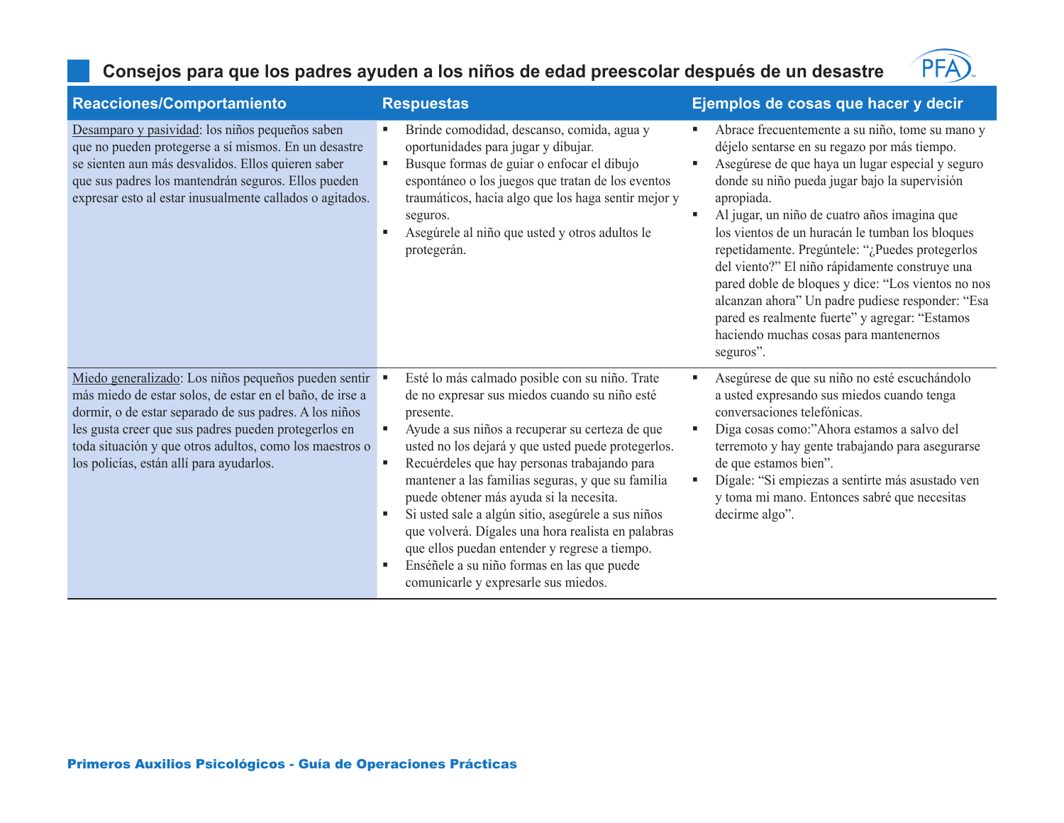## Consejos para que los padres ayuden a los niños de edad preescolar después de un desastre

| Reacciones/Comportamiento | Respuestas | Ejemplos de cosas que hacer y decir |
|---|---|---|
| Desamparo y pasividad: los niños pequeños saben que no pueden protegerse a sí mismos. En un desastre se sienten aun más desvalidos. Ellos quieren saber que sus padres los mantendrán seguros. Ellos pueden expresar esto al estar inusualmente callados o agitados. | ▪ Brinde comodidad, descanso, comida, agua y oportunidades para jugar y dibujar.<br>▪ Busque formas de guiar o enfocar el dibujo espontáneo o los juegos que tratan de los eventos traumáticos, hacia algo que los haga sentir mejor y seguros.<br>▪ Asegúrele al niño que usted y otros adultos le protegerán. | ▪ Abrace frecuentemente a su niño, tome su mano y déjelo sentarse en su regazo por más tiempo.<br>▪ Asegúrese de que haya un lugar especial y seguro donde su niño pueda jugar bajo la supervisión apropiada.<br>▪ Al jugar, un niño de cuatro años imagina que los vientos de un huracán le tumban los bloques repetidamente. Pregúntele: "¿Puedes protegerlos del viento?" El niño rápidamente construye una pared doble de bloques y dice: "Los vientos no nos alcanzan ahora" Un padre pudiese responder: "Esa pared es realmente fuerte" y agregar: "Estamos haciendo muchas cosas para mantenernos seguros". |
| Miedo generalizado: Los niños pequeños pueden sentir más miedo de estar solos, de estar en el baño, de irse a dormir, o de estar separado de sus padres. A los niños les gusta creer que sus padres pueden protegerlos en toda situación y que otros adultos, como los maestros o los policías, están allí para ayudarlos. | ▪ Esté lo más calmado posible con su niño. Trate de no expresar sus miedos cuando su niño esté presente.<br>▪ Ayude a sus niños a recuperar su certeza de que usted no los dejará y que usted puede protegerlos.<br>▪ Recuérdeles que hay personas trabajando para mantener a las familias seguras, y que su familia puede obtener más ayuda si la necesita.<br>▪ Si usted sale a algún sitio, asegúrele a sus niños que volverá. Dígales una hora realista en palabras que ellos puedan entender y regrese a tiempo.<br>▪ Enséñele a su niño formas en las que puede comunicarle y expresarle sus miedos. | ▪ Asegúrese de que su niño no esté escuchándolo a usted expresando sus miedos cuando tenga conversaciones telefónicas.<br>▪ Diga cosas como:"Ahora estamos a salvo del terremoto y hay gente trabajando para asegurarse de que estamos bien".<br>▪ Dígale: "Si empiezas a sentirte más asustado ven y toma mi mano. Entonces sabré que necesitas decirme algo". |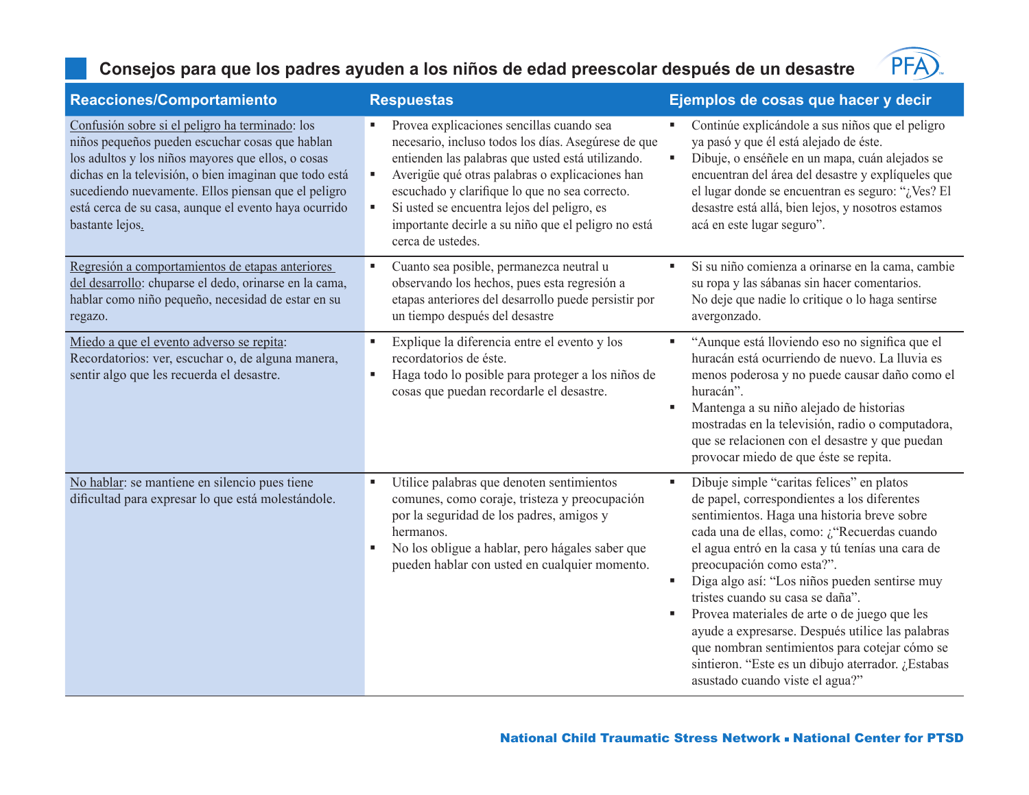## Consejos para que los padres ayuden a los niños de edad preescolar después de un desastre

| Reacciones/Comportamiento | Respuestas | Ejemplos de cosas que hacer y decir |
|---|---|---|
| Confusión sobre si el peligro ha terminado: los niños pequeños pueden escuchar cosas que hablan los adultos y los niños mayores que ellos, o cosas dichas en la televisión, o bien imaginan que todo está sucediendo nuevamente. Ellos piensan que el peligro está cerca de su casa, aunque el evento haya ocurrido bastante lejos. | ▪ Provea explicaciones sencillas cuando sea necesario, incluso todos los días. Asegúrese de que entienden las palabras que usted está utilizando.<br>▪ Averigüe qué otras palabras o explicaciones han escuchado y clarifique lo que no sea correcto.<br>▪ Si usted se encuentra lejos del peligro, es importante decirle a su niño que el peligro no está cerca de ustedes. | ▪ Continúe explicándole a sus niños que el peligro ya pasó y que él está alejado de éste.<br>▪ Dibuje, o enséñele en un mapa, cuán alejados se encuentran del área del desastre y explíqueles que el lugar donde se encuentran es seguro: "¿Ves? El desastre está allá, bien lejos, y nosotros estamos acá en este lugar seguro". |
| Regresión a comportamientos de etapas anteriores del desarrollo: chuparse el dedo, orinarse en la cama, hablar como niño pequeño, necesidad de estar en su regazo. | ▪ Cuando sea posible, permanezca neutral u observando los hechos, pues esta regresión a etapas anteriores del desarrollo puede persistir por un tiempo después del desastre | ▪ Si su niño comienza a orinarse en la cama, cambie su ropa y las sábanas sin hacer comentarios. No deje que nadie lo critique o lo haga sentirse avergonzado. |
| Miedo a que el evento adverso se repita: Recordatorios: ver, escuchar o, de alguna manera, sentir algo que les recuerda el desastre. | ▪ Explique la diferencia entre el evento y los recordatorios de éste.<br>▪ Haga todo lo posible para proteger a los niños de cosas que puedan recordarle el desastre. | ▪ "Aunque está lloviendo eso no significa que el huracán está ocurriendo de nuevo. La lluvia es menos poderosa y no puede causar daño como el huracán".<br>▪ Mantenga a su niño alejado de historias mostradas en la televisión, radio o computadora, que se relacionen con el desastre y que puedan provocar miedo de que éste se repita. |
| No hablar: se mantiene en silencio pues tiene dificultad para expresar lo que está molestándole. | ▪ Utilice palabras que denoten sentimientos comunes, como coraje, tristeza y preocupación por la seguridad de los padres, amigos y hermanos.<br>▪ No los obligue a hablar, pero hágales saber que pueden hablar con usted en cualquier momento. | ▪ Dibuje simple "caritas felices" en platos de papel, correspondientes a los diferentes sentimientos. Haga una historia breve sobre cada una de ellas, como: ¿"Recuerdas cuando el agua entró en la casa y tú tenías una cara de preocupación como esta?".<br>▪ Diga algo así: "Los niños pueden sentirse muy tristes cuando su casa se daña".<br>▪ Provea materiales de arte o de juego que les ayude a expresarse. Después utilice las palabras que nombran sentimientos para cotejar cómo se sintieron. "Este es un dibujo aterrador. ¿Estabas asustado cuando viste el agua?" |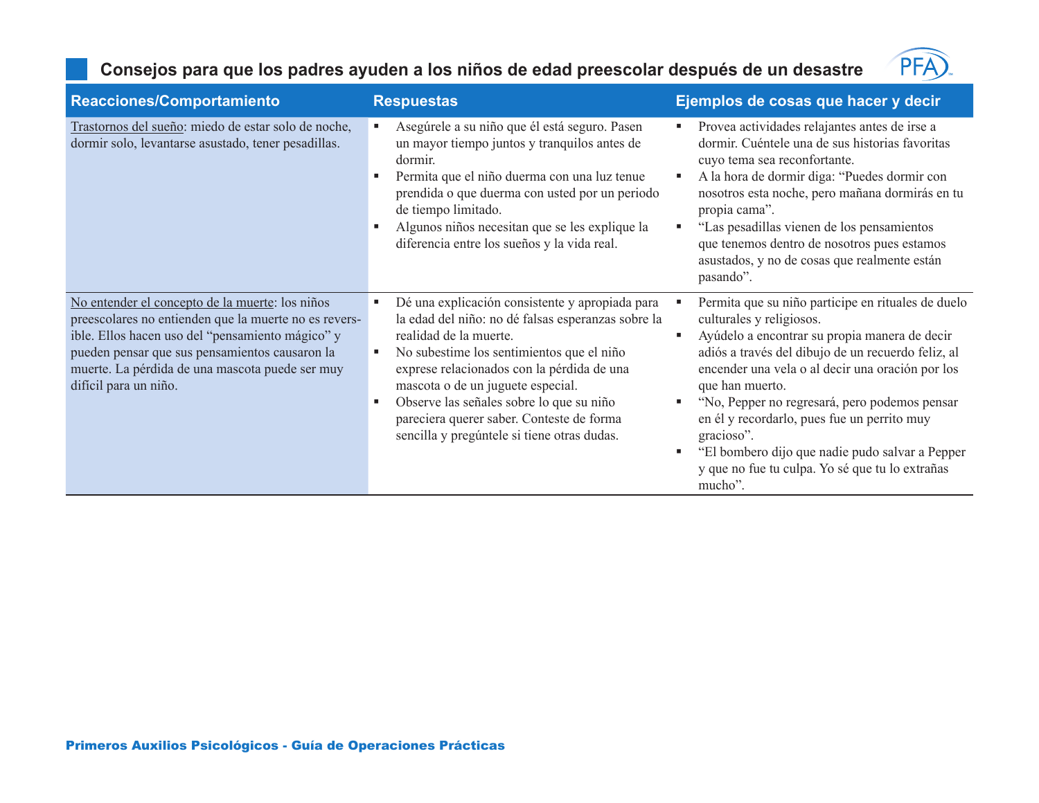## Consejos para que los padres ayuden a los niños de edad preescolar después de un desastre

| Reacciones/Comportamiento | Respuestas | Ejemplos de cosas que hacer y decir |
|---|---|---|
| Trastornos del sueño: miedo de estar solo de noche, dormir solo, levantarse asustado, tener pesadillas. | ▪ Asegúrele a su niño que él está seguro. Pasen un mayor tiempo juntos y tranquilos antes de dormir.<br>▪ Permita que el niño duerma con una luz tenue prendida o que duerma con usted por un periodo de tiempo limitado.<br>▪ Algunos niños necesitan que se les explique la diferencia entre los sueños y la vida real. | ▪ Provea actividades relajantes antes de irse a dormir. Cuéntele una de sus historias favoritas cuyo tema sea reconfortante.<br>▪ A la hora de dormir diga: "Puedes dormir con nosotros esta noche, pero mañana dormirás en tu propia cama".<br>▪ "Las pesadillas vienen de los pensamientos que tenemos dentro de nosotros pues estamos asustados, y no de cosas que realmente están pasando". |
| No entender el concepto de la muerte: los niños preescolares no entienden que la muerte no es reversible. Ellos hacen uso del "pensamiento mágico" y pueden pensar que sus pensamientos causaron la muerte. La pérdida de una mascota puede ser muy difícil para un niño. | ▪ Dé una explicación consistente y apropiada para la edad del niño: no dé falsas esperanzas sobre la realidad de la muerte.<br>▪ No subestime los sentimientos que el niño exprese relacionados con la pérdida de una mascota o de un juguete especial.<br>▪ Observe las señales sobre lo que su niño pareciera querer saber. Conteste de forma sencilla y pregúntele si tiene otras dudas. | ▪ Permita que su niño participe en rituales de duelo culturales y religiosos.<br>▪ Ayúdelo a encontrar su propia manera de decir adiós a través del dibujo de un recuerdo feliz, al encender una vela o al decir una oración por los que han muerto.<br>▪ "No, Pepper no regresará, pero podemos pensar en él y recordarlo, pues fue un perrito muy gracioso".<br>▪ "El bombero dijo que nadie pudo salvar a Pepper y que no fue tu culpa. Yo sé que tu lo extrañas mucho". |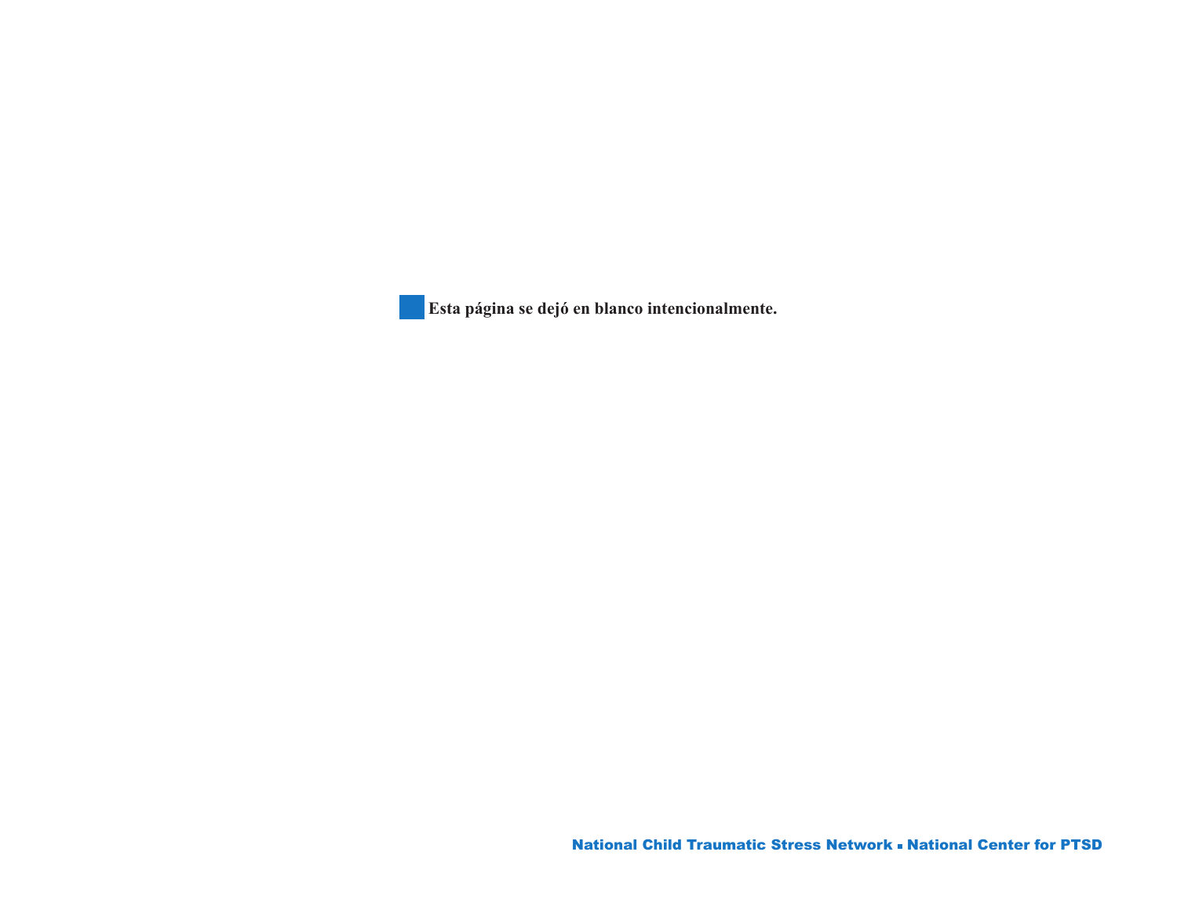Esta página se dejó en blanco intencionalmente.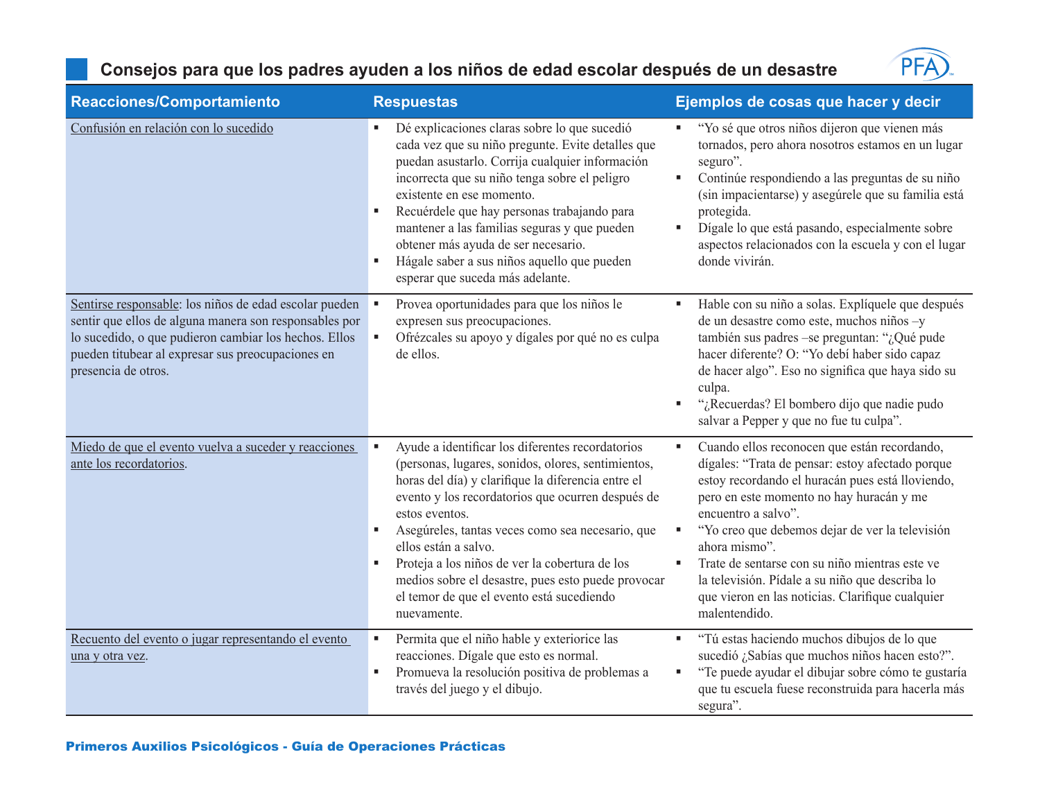## Consejos para que los padres ayuden a los niños de edad escolar después de un desastre

| Reacciones/Comportamiento | Respuestas | Ejemplos de cosas que hacer y decir |
|---|---|---|
| Confusión en relación con lo sucedido | ▪ Dé explicaciones claras sobre lo que sucedió cada vez que su niño pregunte. Evite detalles que puedan asustarlo. Corrija cualquier información incorrecta que su niño tenga sobre el peligro existente en ese momento.<br>▪ Recuérdele que hay personas trabajando para mantener a las familias seguras y que pueden obtener más ayuda de ser necesario.<br>▪ Hágale saber a sus niños aquello que pueden esperar que suceda más adelante. | ▪ "Yo sé que otros niños dijeron que vienen más tornados, pero ahora nosotros estamos en un lugar seguro".<br>▪ Continúe respondiendo a las preguntas de su niño (sin impacientarse) y asegúrele que su familia está protegida.<br>▪ Dígale lo que está pasando, especialmente sobre aspectos relacionados con la escuela y con el lugar donde vivirán. |
| Sentirse responsable: los niños de edad escolar pueden sentir que ellos de alguna manera son responsables por lo sucedido, o que pudieron cambiar los hechos. Ellos pueden titubear al expresar sus preocupaciones en presencia de otros. | ▪ Provea oportunidades para que los niños le expresen sus preocupaciones.<br>▪ Ofrézcales su apoyo y dígales por qué no es culpa de ellos. | ▪ Hable con su niño a solas. Explíquele que después de un desastre como este, muchos niños –y también sus padres –se preguntan: "¿Qué pude hacer diferente? O: "Yo debí haber sido capaz de hacer algo". Eso no significa que haya sido su culpa.<br>▪ "¿Recuerdas? El bombero dijo que nadie pudo salvar a Pepper y que no fue tu culpa". |
| Miedo de que el evento vuelva a suceder y reacciones ante los recordatorios. | ▪ Ayude a identificar los diferentes recordatorios (personas, lugares, sonidos, olores, sentimientos, horas del día) y clarifique la diferencia entre el evento y los recordatorios que ocurren después de estos eventos.<br>▪ Asegúreles, tantas veces como sea necesario, que ellos están a salvo.<br>▪ Proteja a los niños de ver la cobertura de los medios sobre el desastre, pues esto puede provocar el temor de que el evento está sucediendo nuevamente. | ▪ Cuando ellos reconocen que están recordando, dígales: "Trata de pensar: estoy afectado porque estoy recordando el huracán pues está lloviendo, pero en este momento no hay huracán y me encuentro a salvo".<br>▪ "Yo creo que debemos dejar de ver la televisión ahora mismo".<br>▪ Trate de sentarse con su niño mientras este ve la televisión. Pídale a su niño que describa lo que vieron en las noticias. Clarifique cualquier malentendido. |
| Recuento del evento o jugar representando el evento una y otra vez. | ▪ Permita que el niño hable y exteriorice las reacciones. Dígale que esto es normal.<br>▪ Promueva la resolución positiva de problemas a través del juego y el dibujo. | ▪ "Tú estas haciendo muchos dibujos de lo que sucedió ¿Sabías que muchos niños hacen esto?".<br>▪ "Te puede ayudar el dibujar sobre cómo te gustaría que tu escuela fuese reconstruida para hacerla más segura". |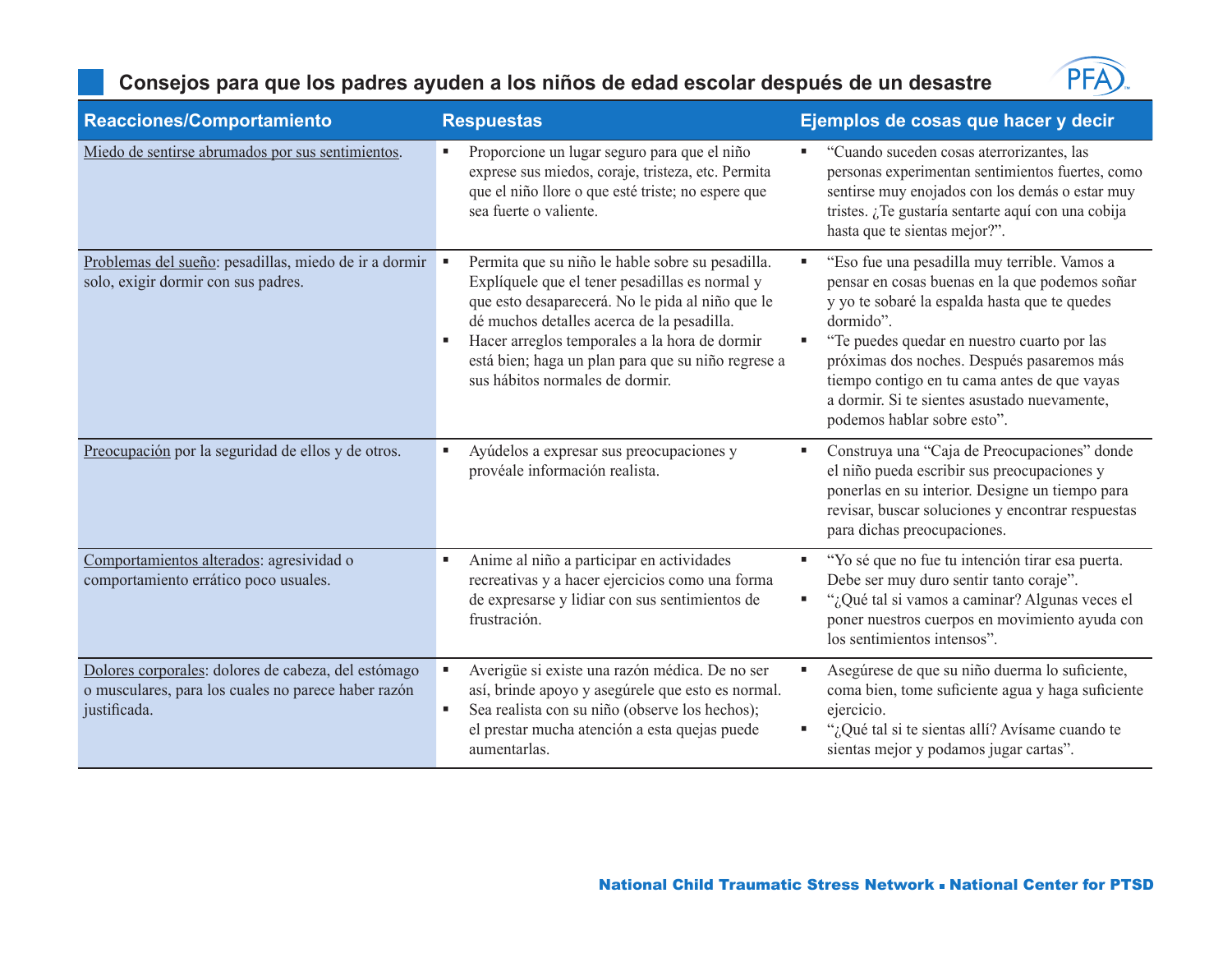## Consejos para que los padres ayuden a los niños de edad escolar después de un desastre

| Reacciones/Comportamiento | Respuestas | Ejemplos de cosas que hacer y decir |
|---|---|---|
| Miedo de sentirse abrumados por sus sentimientos. | ▪ Proporcione un lugar seguro para que el niño exprese sus miedos, coraje, tristeza, etc. Permita que el niño llore o que esté triste; no espere que sea fuerte o valiente. | ▪ "Cuando suceden cosas aterrorizantes, las personas experimentan sentimientos fuertes, como sentirse muy enojados con los demás o estar muy tristes. ¿Te gustaría sentarte aquí con una cobija hasta que te sientas mejor?". |
| Problemas del sueño: pesadillas, miedo de ir a dormir solo, exigir dormir con sus padres. | ▪ Permita que su niño le hable sobre su pesadilla. Explíquele que el tener pesadillas es normal y que esto desaparecerá. No le pida al niño que le dé muchos detalles acerca de la pesadilla.<br>▪ Hacer arreglos temporales a la hora de dormir está bien; haga un plan para que su niño regrese a sus hábitos normales de dormir. | ▪ "Eso fue una pesadilla muy terrible. Vamos a pensar en cosas buenas en la que podemos soñar y yo te sobaré la espalda hasta que te quedes dormido".<br>▪ "Te puedes quedar en nuestro cuarto por las próximas dos noches. Después pasaremos más tiempo contigo en tu cama antes de que vayas a dormir. Si te sientes asustado nuevamente, podemos hablar sobre esto". |
| Preocupación por la seguridad de ellos y de otros. | ▪ Ayúdelos a expresar sus preocupaciones y provéale información realista. | ▪ Construya una "Caja de Preocupaciones" donde el niño pueda escribir sus preocupaciones y ponerlas en su interior. Designe un tiempo para revisar, buscar soluciones y encontrar respuestas para dichas preocupaciones. |
| Comportamientos alterados: agresividad o comportamiento errático poco usuales. | ▪ Anime al niño a participar en actividades recreativas y a hacer ejercicios como una forma de expresarse y lidiar con sus sentimientos de frustración. | ▪ "Yo sé que no fue tu intención tirar esa puerta. Debe ser muy duro sentir tanto coraje".<br>▪ "¿Qué tal si vamos a caminar? Algunas veces el poner nuestros cuerpos en movimiento ayuda con los sentimientos intensos". |
| Dolores corporales: dolores de cabeza, del estómago o musculares, para los cuales no parece haber razón justificada. | ▪ Averigüe si existe una razón médica. De no ser así, brinde apoyo y asegúrele que esto es normal.<br>▪ Sea realista con su niño (observe los hechos); el prestar mucha atención a esta quejas puede aumentarlas. | ▪ Asegúrese de que su niño duerma lo suficiente, coma bien, tome suficiente agua y haga suficiente ejercicio.<br>▪ "¿Qué tal si te sientas allí? Avísame cuando te sientas mejor y podamos jugar cartas". |

National Child Traumatic Stress Network ▪ National Center for PTSD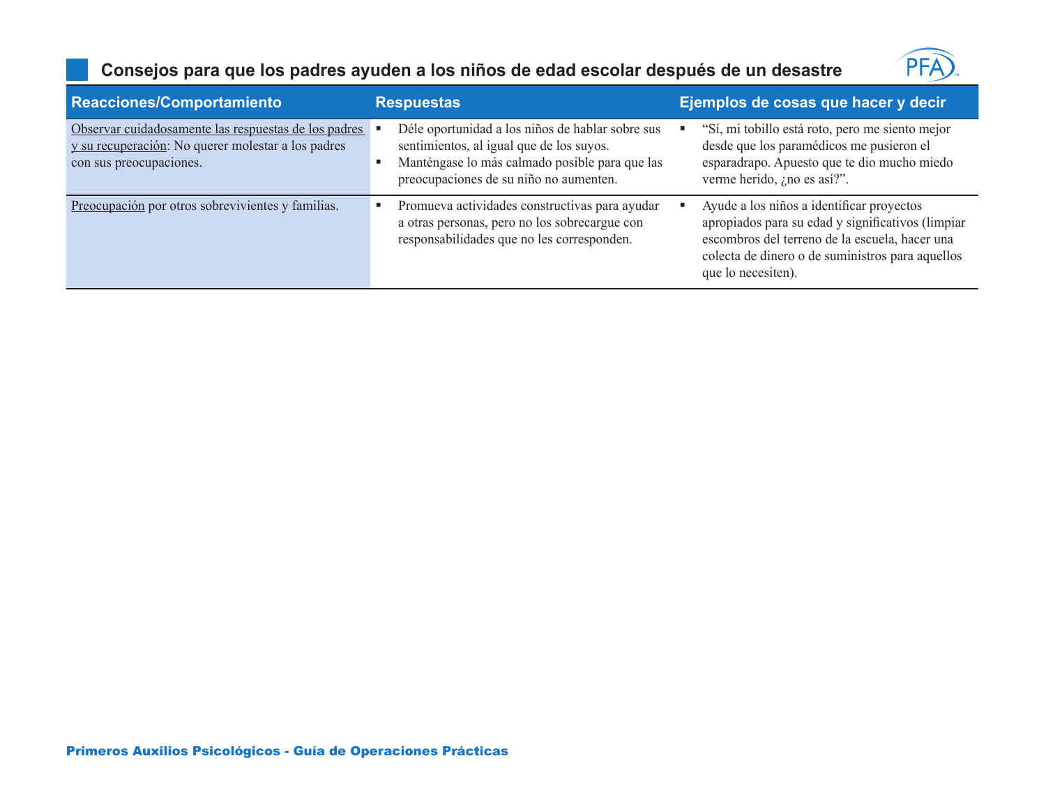## Consejos para que los padres ayuden a los niños de edad escolar después de un desastre

| Reacciones/Comportamiento | Respuestas | Ejemplos de cosas que hacer y decir |
|---|---|---|
| Observar cuidadosamente las respuestas de los padres y su recuperación: No querer molestar a los padres con sus preocupaciones. | ▪ Déle oportunidad a los niños de hablar sobre sus sentimientos, al igual que de los suyos.<br>▪ Manténgase lo más calmado posible para que las preocupaciones de su niño no aumenten. | ▪ "Sí, mi tobillo está roto, pero me siento mejor desde que los paramédicos me pusieron el esparadrapo. Apuesto que te dio mucho miedo verme herido, ¿no es así?". |
| Preocupación por otros sobrevivientes y familias. | ▪ Promueva actividades constructivas para ayudar a otras personas, pero no los sobrecargue con responsabilidades que no les corresponden. | ▪ Ayude a los niños a identificar proyectos apropiados para su edad y significativos (limpiar escombros del terreno de la escuela, hacer una colecta de dinero o de suministros para aquellos que lo necesiten). |